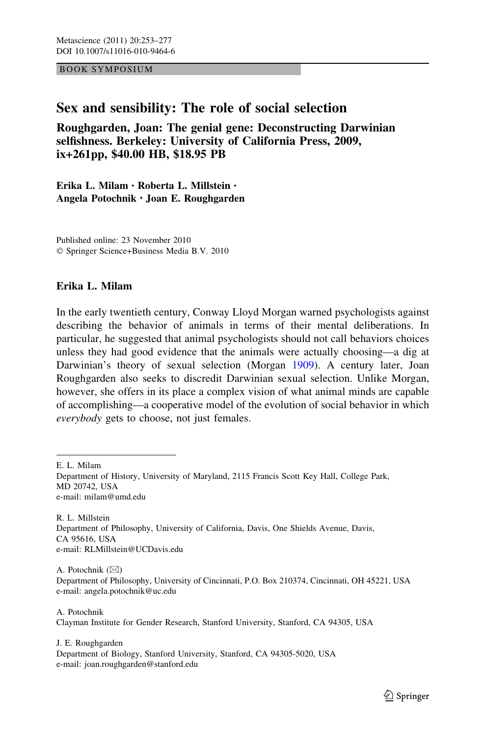BOOK SYMPOSIUM

# Sex and sensibility: The role of social selection

## Roughgarden, Joan: The genial gene: Deconstructing Darwinian selfishness. Berkeley: University of California Press, 2009, ix+261pp, $40.00 HB, $18.95 PB

**Erika L. Milam · Roberta L. Millstein · Angela Potochnik · Joan E. Roughgarden**

Published online: 23 November 2010
© Springer Science+Business Media B.V. 2010

### Erika L. Milam

In the early twentieth century, Conway Lloyd Morgan warned psychologists against describing the behavior of animals in terms of their mental deliberations. In particular, he suggested that animal psychologists should not call behaviors choices unless they had good evidence that the animals were actually choosing—a dig at Darwinian's theory of sexual selection (Morgan 1909). A century later, Joan Roughgarden also seeks to discredit Darwinian sexual selection. Unlike Morgan, however, she offers in its place a complex vision of what animal minds are capable of accomplishing—a cooperative model of the evolution of social behavior in which *everybody* gets to choose, not just females.

---

E. L. Milam
Department of History, University of Maryland, 2115 Francis Scott Key Hall, College Park, MD 20742, USA
e-mail: milam@umd.edu

R. L. Millstein
Department of Philosophy, University of California, Davis, One Shields Avenue, Davis, CA 95616, USA
e-mail: RLMillstein@UCDavis.edu

A. Potochnik (✉)
Department of Philosophy, University of Cincinnati, P.O. Box 210374, Cincinnati, OH 45221, USA
e-mail: angela.potochnik@uc.edu

A. Potochnik
Clayman Institute for Gender Research, Stanford University, Stanford, CA 94305, USA

J. E. Roughgarden
Department of Biology, Stanford University, Stanford, CA 94305-5020, USA
e-mail: joan.roughgarden@stanford.edu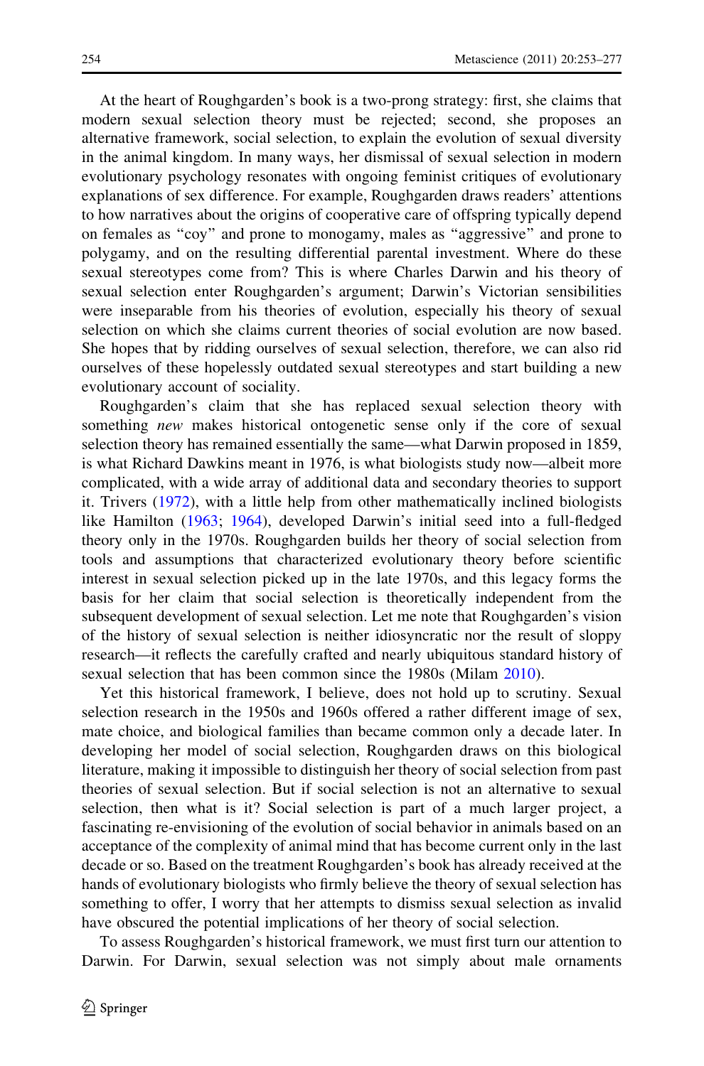At the heart of Roughgarden's book is a two-prong strategy: first, she claims that modern sexual selection theory must be rejected; second, she proposes an alternative framework, social selection, to explain the evolution of sexual diversity in the animal kingdom. In many ways, her dismissal of sexual selection in modern evolutionary psychology resonates with ongoing feminist critiques of evolutionary explanations of sex difference. For example, Roughgarden draws readers' attentions to how narratives about the origins of cooperative care of offspring typically depend on females as "coy" and prone to monogamy, males as "aggressive" and prone to polygamy, and on the resulting differential parental investment. Where do these sexual stereotypes come from? This is where Charles Darwin and his theory of sexual selection enter Roughgarden's argument; Darwin's Victorian sensibilities were inseparable from his theories of evolution, especially his theory of sexual selection on which she claims current theories of social evolution are now based. She hopes that by ridding ourselves of sexual selection, therefore, we can also rid ourselves of these hopelessly outdated sexual stereotypes and start building a new evolutionary account of sociality.

Roughgarden's claim that she has replaced sexual selection theory with something *new* makes historical ontogenetic sense only if the core of sexual selection theory has remained essentially the same—what Darwin proposed in 1859, is what Richard Dawkins meant in 1976, is what biologists study now—albeit more complicated, with a wide array of additional data and secondary theories to support it. Trivers (1972), with a little help from other mathematically inclined biologists like Hamilton (1963; 1964), developed Darwin's initial seed into a full-fledged theory only in the 1970s. Roughgarden builds her theory of social selection from tools and assumptions that characterized evolutionary theory before scientific interest in sexual selection picked up in the late 1970s, and this legacy forms the basis for her claim that social selection is theoretically independent from the subsequent development of sexual selection. Let me note that Roughgarden's vision of the history of sexual selection is neither idiosyncratic nor the result of sloppy research—it reflects the carefully crafted and nearly ubiquitous standard history of sexual selection that has been common since the 1980s (Milam 2010).

Yet this historical framework, I believe, does not hold up to scrutiny. Sexual selection research in the 1950s and 1960s offered a rather different image of sex, mate choice, and biological families than became common only a decade later. In developing her model of social selection, Roughgarden draws on this biological literature, making it impossible to distinguish her theory of social selection from past theories of sexual selection. But if social selection is not an alternative to sexual selection, then what is it? Social selection is part of a much larger project, a fascinating re-envisioning of the evolution of social behavior in animals based on an acceptance of the complexity of animal mind that has become current only in the last decade or so. Based on the treatment Roughgarden's book has already received at the hands of evolutionary biologists who firmly believe the theory of sexual selection has something to offer, I worry that her attempts to dismiss sexual selection as invalid have obscured the potential implications of her theory of social selection.

To assess Roughgarden's historical framework, we must first turn our attention to Darwin. For Darwin, sexual selection was not simply about male ornaments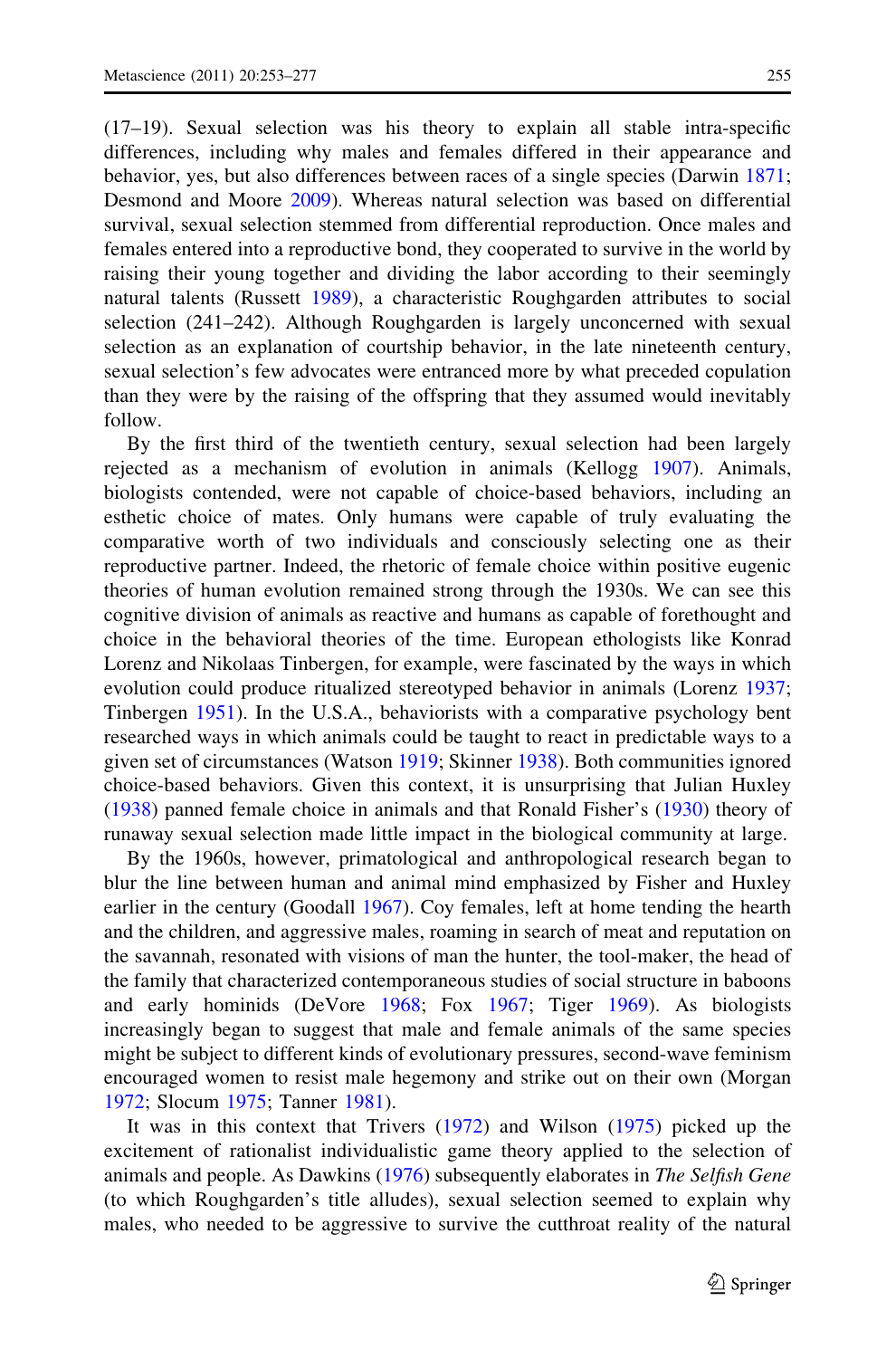(17–19). Sexual selection was his theory to explain all stable intra-specific differences, including why males and females differed in their appearance and behavior, yes, but also differences between races of a single species (Darwin 1871; Desmond and Moore 2009). Whereas natural selection was based on differential survival, sexual selection stemmed from differential reproduction. Once males and females entered into a reproductive bond, they cooperated to survive in the world by raising their young together and dividing the labor according to their seemingly natural talents (Russett 1989), a characteristic Roughgarden attributes to social selection (241–242). Although Roughgarden is largely unconcerned with sexual selection as an explanation of courtship behavior, in the late nineteenth century, sexual selection's few advocates were entranced more by what preceded copulation than they were by the raising of the offspring that they assumed would inevitably follow.

By the first third of the twentieth century, sexual selection had been largely rejected as a mechanism of evolution in animals (Kellogg 1907). Animals, biologists contended, were not capable of choice-based behaviors, including an esthetic choice of mates. Only humans were capable of truly evaluating the comparative worth of two individuals and consciously selecting one as their reproductive partner. Indeed, the rhetoric of female choice within positive eugenic theories of human evolution remained strong through the 1930s. We can see this cognitive division of animals as reactive and humans as capable of forethought and choice in the behavioral theories of the time. European ethologists like Konrad Lorenz and Nikolaas Tinbergen, for example, were fascinated by the ways in which evolution could produce ritualized stereotyped behavior in animals (Lorenz 1937; Tinbergen 1951). In the U.S.A., behaviorists with a comparative psychology bent researched ways in which animals could be taught to react in predictable ways to a given set of circumstances (Watson 1919; Skinner 1938). Both communities ignored choice-based behaviors. Given this context, it is unsurprising that Julian Huxley (1938) panned female choice in animals and that Ronald Fisher's (1930) theory of runaway sexual selection made little impact in the biological community at large.

By the 1960s, however, primatological and anthropological research began to blur the line between human and animal mind emphasized by Fisher and Huxley earlier in the century (Goodall 1967). Coy females, left at home tending the hearth and the children, and aggressive males, roaming in search of meat and reputation on the savannah, resonated with visions of man the hunter, the tool-maker, the head of the family that characterized contemporaneous studies of social structure in baboons and early hominids (DeVore 1968; Fox 1967; Tiger 1969). As biologists increasingly began to suggest that male and female animals of the same species might be subject to different kinds of evolutionary pressures, second-wave feminism encouraged women to resist male hegemony and strike out on their own (Morgan 1972; Slocum 1975; Tanner 1981).

It was in this context that Trivers (1972) and Wilson (1975) picked up the excitement of rationalist individualistic game theory applied to the selection of animals and people. As Dawkins (1976) subsequently elaborates in *The Selfish Gene* (to which Roughgarden's title alludes), sexual selection seemed to explain why males, who needed to be aggressive to survive the cutthroat reality of the natural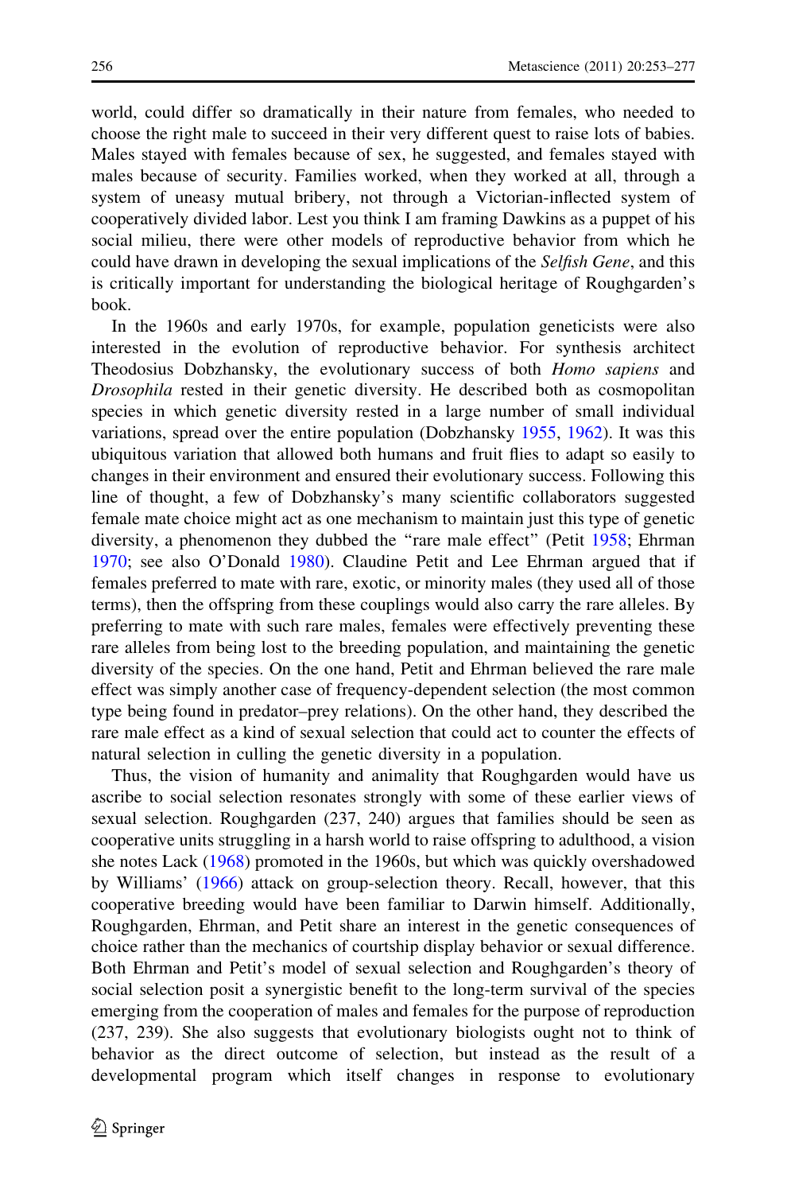world, could differ so dramatically in their nature from females, who needed to choose the right male to succeed in their very different quest to raise lots of babies. Males stayed with females because of sex, he suggested, and females stayed with males because of security. Families worked, when they worked at all, through a system of uneasy mutual bribery, not through a Victorian-inflected system of cooperatively divided labor. Lest you think I am framing Dawkins as a puppet of his social milieu, there were other models of reproductive behavior from which he could have drawn in developing the sexual implications of the *Selfish Gene*, and this is critically important for understanding the biological heritage of Roughgarden's book.

In the 1960s and early 1970s, for example, population geneticists were also interested in the evolution of reproductive behavior. For synthesis architect Theodosius Dobzhansky, the evolutionary success of both *Homo sapiens* and *Drosophila* rested in their genetic diversity. He described both as cosmopolitan species in which genetic diversity rested in a large number of small individual variations, spread over the entire population (Dobzhansky 1955, 1962). It was this ubiquitous variation that allowed both humans and fruit flies to adapt so easily to changes in their environment and ensured their evolutionary success. Following this line of thought, a few of Dobzhansky's many scientific collaborators suggested female mate choice might act as one mechanism to maintain just this type of genetic diversity, a phenomenon they dubbed the "rare male effect" (Petit 1958; Ehrman 1970; see also O'Donald 1980). Claudine Petit and Lee Ehrman argued that if females preferred to mate with rare, exotic, or minority males (they used all of those terms), then the offspring from these couplings would also carry the rare alleles. By preferring to mate with such rare males, females were effectively preventing these rare alleles from being lost to the breeding population, and maintaining the genetic diversity of the species. On the one hand, Petit and Ehrman believed the rare male effect was simply another case of frequency-dependent selection (the most common type being found in predator–prey relations). On the other hand, they described the rare male effect as a kind of sexual selection that could act to counter the effects of natural selection in culling the genetic diversity in a population.

Thus, the vision of humanity and animality that Roughgarden would have us ascribe to social selection resonates strongly with some of these earlier views of sexual selection. Roughgarden (237, 240) argues that families should be seen as cooperative units struggling in a harsh world to raise offspring to adulthood, a vision she notes Lack (1968) promoted in the 1960s, but which was quickly overshadowed by Williams' (1966) attack on group-selection theory. Recall, however, that this cooperative breeding would have been familiar to Darwin himself. Additionally, Roughgarden, Ehrman, and Petit share an interest in the genetic consequences of choice rather than the mechanics of courtship display behavior or sexual difference. Both Ehrman and Petit's model of sexual selection and Roughgarden's theory of social selection posit a synergistic benefit to the long-term survival of the species emerging from the cooperation of males and females for the purpose of reproduction (237, 239). She also suggests that evolutionary biologists ought not to think of behavior as the direct outcome of selection, but instead as the result of a developmental program which itself changes in response to evolutionary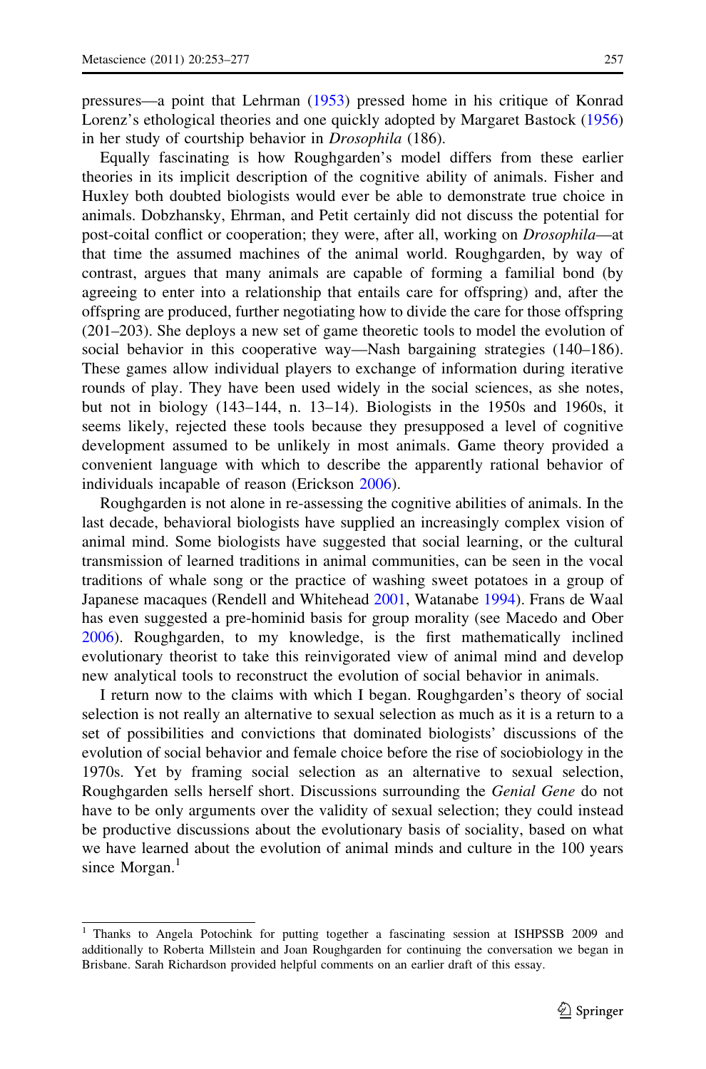pressures—a point that Lehrman (1953) pressed home in his critique of Konrad Lorenz's ethological theories and one quickly adopted by Margaret Bastock (1956) in her study of courtship behavior in *Drosophila* (186).

Equally fascinating is how Roughgarden's model differs from these earlier theories in its implicit description of the cognitive ability of animals. Fisher and Huxley both doubted biologists would ever be able to demonstrate true choice in animals. Dobzhansky, Ehrman, and Petit certainly did not discuss the potential for post-coital conflict or cooperation; they were, after all, working on *Drosophila*—at that time the assumed machines of the animal world. Roughgarden, by way of contrast, argues that many animals are capable of forming a familial bond (by agreeing to enter into a relationship that entails care for offspring) and, after the offspring are produced, further negotiating how to divide the care for those offspring (201–203). She deploys a new set of game theoretic tools to model the evolution of social behavior in this cooperative way—Nash bargaining strategies (140–186). These games allow individual players to exchange of information during iterative rounds of play. They have been used widely in the social sciences, as she notes, but not in biology (143–144, n. 13–14). Biologists in the 1950s and 1960s, it seems likely, rejected these tools because they presupposed a level of cognitive development assumed to be unlikely in most animals. Game theory provided a convenient language with which to describe the apparently rational behavior of individuals incapable of reason (Erickson 2006).

Roughgarden is not alone in re-assessing the cognitive abilities of animals. In the last decade, behavioral biologists have supplied an increasingly complex vision of animal mind. Some biologists have suggested that social learning, or the cultural transmission of learned traditions in animal communities, can be seen in the vocal traditions of whale song or the practice of washing sweet potatoes in a group of Japanese macaques (Rendell and Whitehead 2001, Watanabe 1994). Frans de Waal has even suggested a pre-hominid basis for group morality (see Macedo and Ober 2006). Roughgarden, to my knowledge, is the first mathematically inclined evolutionary theorist to take this reinvigorated view of animal mind and develop new analytical tools to reconstruct the evolution of social behavior in animals.

I return now to the claims with which I began. Roughgarden's theory of social selection is not really an alternative to sexual selection as much as it is a return to a set of possibilities and convictions that dominated biologists' discussions of the evolution of social behavior and female choice before the rise of sociobiology in the 1970s. Yet by framing social selection as an alternative to sexual selection, Roughgarden sells herself short. Discussions surrounding the *Genial Gene* do not have to be only arguments over the validity of sexual selection; they could instead be productive discussions about the evolutionary basis of sociality, based on what we have learned about the evolution of animal minds and culture in the 100 years since Morgan.[1]

---

[1] Thanks to Angela Potochink for putting together a fascinating session at ISHPSSB 2009 and additionally to Roberta Millstein and Joan Roughgarden for continuing the conversation we began in Brisbane. Sarah Richardson provided helpful comments on an earlier draft of this essay.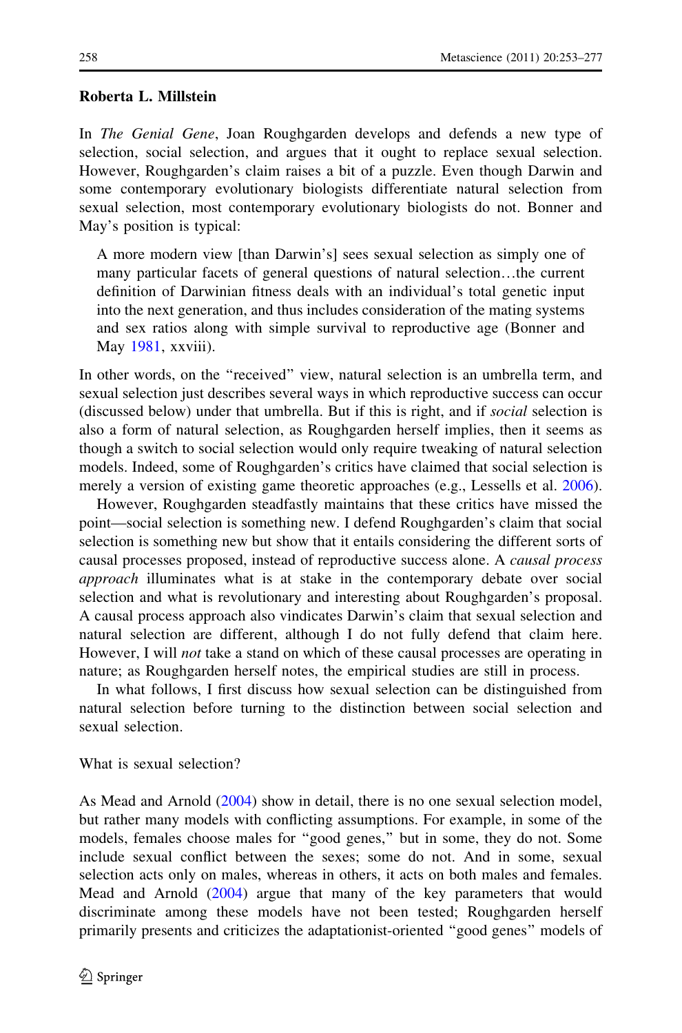**Roberta L. Millstein**

In *The Genial Gene*, Joan Roughgarden develops and defends a new type of selection, social selection, and argues that it ought to replace sexual selection. However, Roughgarden's claim raises a bit of a puzzle. Even though Darwin and some contemporary evolutionary biologists differentiate natural selection from sexual selection, most contemporary evolutionary biologists do not. Bonner and May's position is typical:

> A more modern view [than Darwin's] sees sexual selection as simply one of many particular facets of general questions of natural selection…the current definition of Darwinian fitness deals with an individual's total genetic input into the next generation, and thus includes consideration of the mating systems and sex ratios along with simple survival to reproductive age (Bonner and May 1981, xxviii).

In other words, on the "received" view, natural selection is an umbrella term, and sexual selection just describes several ways in which reproductive success can occur (discussed below) under that umbrella. But if this is right, and if *social* selection is also a form of natural selection, as Roughgarden herself implies, then it seems as though a switch to social selection would only require tweaking of natural selection models. Indeed, some of Roughgarden's critics have claimed that social selection is merely a version of existing game theoretic approaches (e.g., Lessells et al. 2006).

However, Roughgarden steadfastly maintains that these critics have missed the point—social selection is something new. I defend Roughgarden's claim that social selection is something new but show that it entails considering the different sorts of causal processes proposed, instead of reproductive success alone. A *causal process approach* illuminates what is at stake in the contemporary debate over social selection and what is revolutionary and interesting about Roughgarden's proposal. A causal process approach also vindicates Darwin's claim that sexual selection and natural selection are different, although I do not fully defend that claim here. However, I will *not* take a stand on which of these causal processes are operating in nature; as Roughgarden herself notes, the empirical studies are still in process.

In what follows, I first discuss how sexual selection can be distinguished from natural selection before turning to the distinction between social selection and sexual selection.

What is sexual selection?

As Mead and Arnold (2004) show in detail, there is no one sexual selection model, but rather many models with conflicting assumptions. For example, in some of the models, females choose males for "good genes," but in some, they do not. Some include sexual conflict between the sexes; some do not. And in some, sexual selection acts only on males, whereas in others, it acts on both males and females. Mead and Arnold (2004) argue that many of the key parameters that would discriminate among these models have not been tested; Roughgarden herself primarily presents and criticizes the adaptationist-oriented "good genes" models of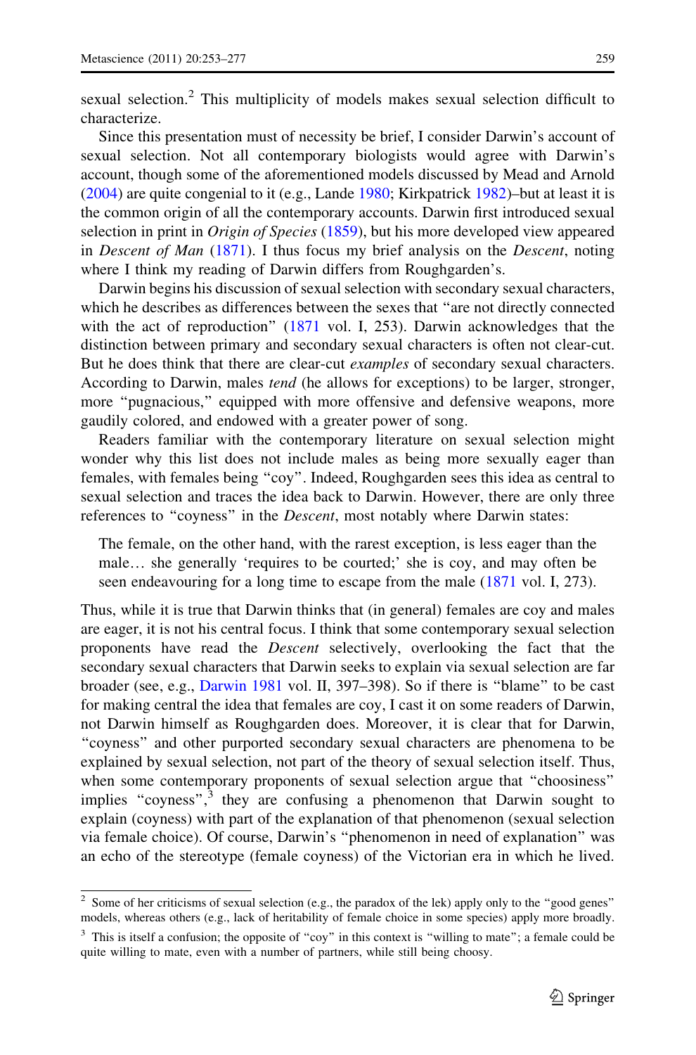sexual selection.[2] This multiplicity of models makes sexual selection difficult to characterize.

Since this presentation must of necessity be brief, I consider Darwin's account of sexual selection. Not all contemporary biologists would agree with Darwin's account, though some of the aforementioned models discussed by Mead and Arnold (2004) are quite congenial to it (e.g., Lande 1980; Kirkpatrick 1982)–but at least it is the common origin of all the contemporary accounts. Darwin first introduced sexual selection in print in *Origin of Species* (1859), but his more developed view appeared in *Descent of Man* (1871). I thus focus my brief analysis on the *Descent*, noting where I think my reading of Darwin differs from Roughgarden's.

Darwin begins his discussion of sexual selection with secondary sexual characters, which he describes as differences between the sexes that "are not directly connected with the act of reproduction" (1871 vol. I, 253). Darwin acknowledges that the distinction between primary and secondary sexual characters is often not clear-cut. But he does think that there are clear-cut *examples* of secondary sexual characters. According to Darwin, males *tend* (he allows for exceptions) to be larger, stronger, more "pugnacious," equipped with more offensive and defensive weapons, more gaudily colored, and endowed with a greater power of song.

Readers familiar with the contemporary literature on sexual selection might wonder why this list does not include males as being more sexually eager than females, with females being "coy". Indeed, Roughgarden sees this idea as central to sexual selection and traces the idea back to Darwin. However, there are only three references to "coyness" in the *Descent*, most notably where Darwin states:

> The female, on the other hand, with the rarest exception, is less eager than the male… she generally 'requires to be courted;' she is coy, and may often be seen endeavouring for a long time to escape from the male (1871 vol. I, 273).

Thus, while it is true that Darwin thinks that (in general) females are coy and males are eager, it is not his central focus. I think that some contemporary sexual selection proponents have read the *Descent* selectively, overlooking the fact that the secondary sexual characters that Darwin seeks to explain via sexual selection are far broader (see, e.g., Darwin 1981 vol. II, 397–398). So if there is "blame" to be cast for making central the idea that females are coy, I cast it on some readers of Darwin, not Darwin himself as Roughgarden does. Moreover, it is clear that for Darwin, "coyness" and other purported secondary sexual characters are phenomena to be explained by sexual selection, not part of the theory of sexual selection itself. Thus, when some contemporary proponents of sexual selection argue that "choosiness" implies "coyness",[3] they are confusing a phenomenon that Darwin sought to explain (coyness) with part of the explanation of that phenomenon (sexual selection via female choice). Of course, Darwin's "phenomenon in need of explanation" was an echo of the stereotype (female coyness) of the Victorian era in which he lived.

---

[2] Some of her criticisms of sexual selection (e.g., the paradox of the lek) apply only to the "good genes" models, whereas others (e.g., lack of heritability of female choice in some species) apply more broadly.

[3] This is itself a confusion; the opposite of "coy" in this context is "willing to mate"; a female could be quite willing to mate, even with a number of partners, while still being choosy.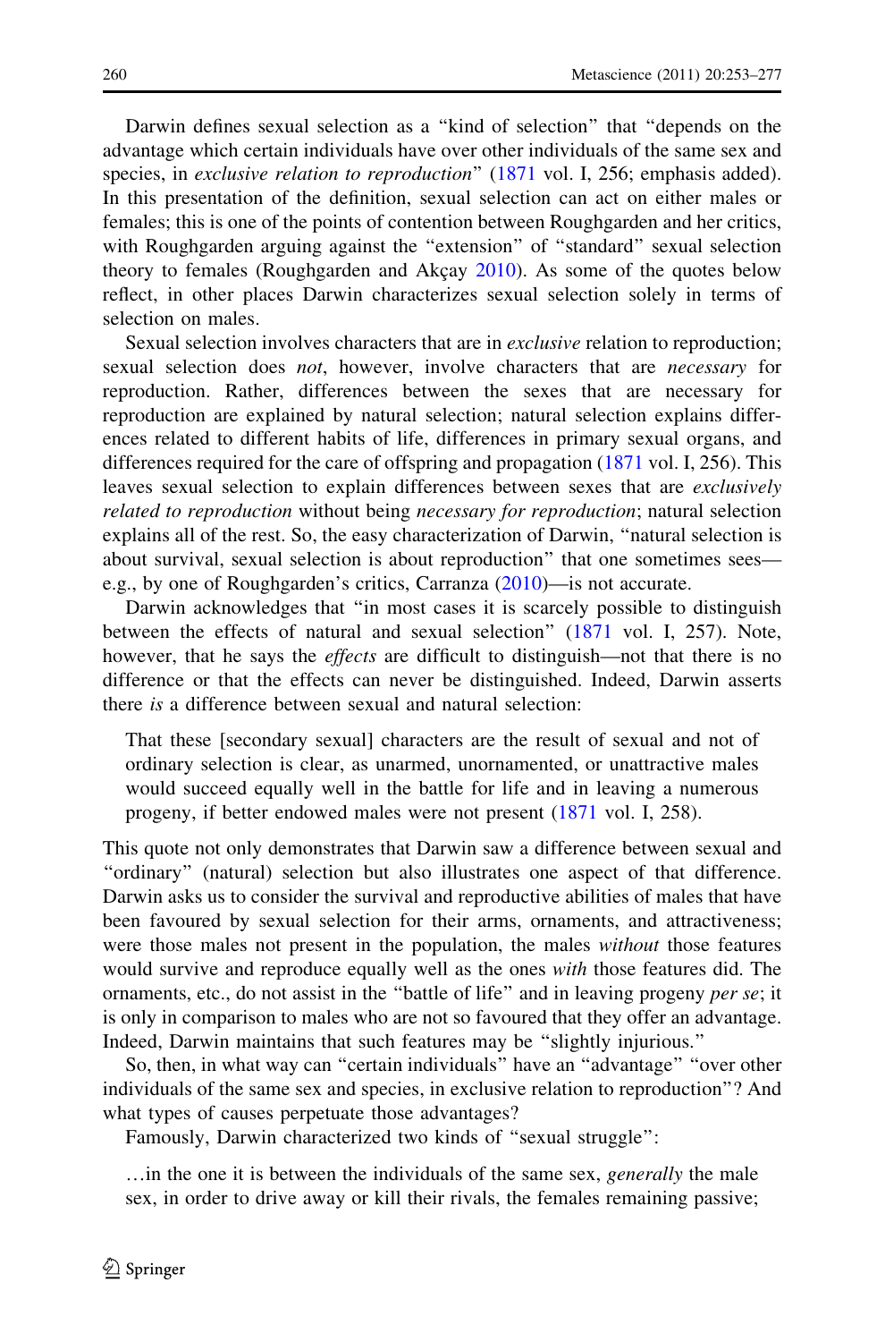Darwin defines sexual selection as a "kind of selection" that "depends on the advantage which certain individuals have over other individuals of the same sex and species, in *exclusive relation to reproduction*" (1871 vol. I, 256; emphasis added). In this presentation of the definition, sexual selection can act on either males or females; this is one of the points of contention between Roughgarden and her critics, with Roughgarden arguing against the "extension" of "standard" sexual selection theory to females (Roughgarden and Akçay 2010). As some of the quotes below reflect, in other places Darwin characterizes sexual selection solely in terms of selection on males.

Sexual selection involves characters that are in *exclusive* relation to reproduction; sexual selection does *not*, however, involve characters that are *necessary* for reproduction. Rather, differences between the sexes that are necessary for reproduction are explained by natural selection; natural selection explains differences related to different habits of life, differences in primary sexual organs, and differences required for the care of offspring and propagation (1871 vol. I, 256). This leaves sexual selection to explain differences between sexes that are *exclusively related to reproduction* without being *necessary for reproduction*; natural selection explains all of the rest. So, the easy characterization of Darwin, "natural selection is about survival, sexual selection is about reproduction" that one sometimes sees—e.g., by one of Roughgarden's critics, Carranza (2010)—is not accurate.

Darwin acknowledges that "in most cases it is scarcely possible to distinguish between the effects of natural and sexual selection" (1871 vol. I, 257). Note, however, that he says the *effects* are difficult to distinguish—not that there is no difference or that the effects can never be distinguished. Indeed, Darwin asserts there *is* a difference between sexual and natural selection:

> That these [secondary sexual] characters are the result of sexual and not of ordinary selection is clear, as unarmed, unornamented, or unattractive males would succeed equally well in the battle for life and in leaving a numerous progeny, if better endowed males were not present (1871 vol. I, 258).

This quote not only demonstrates that Darwin saw a difference between sexual and "ordinary" (natural) selection but also illustrates one aspect of that difference. Darwin asks us to consider the survival and reproductive abilities of males that have been favoured by sexual selection for their arms, ornaments, and attractiveness; were those males not present in the population, the males *without* those features would survive and reproduce equally well as the ones *with* those features did. The ornaments, etc., do not assist in the "battle of life" and in leaving progeny *per se*; it is only in comparison to males who are not so favoured that they offer an advantage. Indeed, Darwin maintains that such features may be "slightly injurious."

So, then, in what way can "certain individuals" have an "advantage" "over other individuals of the same sex and species, in exclusive relation to reproduction"? And what types of causes perpetuate those advantages?

Famously, Darwin characterized two kinds of "sexual struggle":

> …in the one it is between the individuals of the same sex, *generally* the male sex, in order to drive away or kill their rivals, the females remaining passive;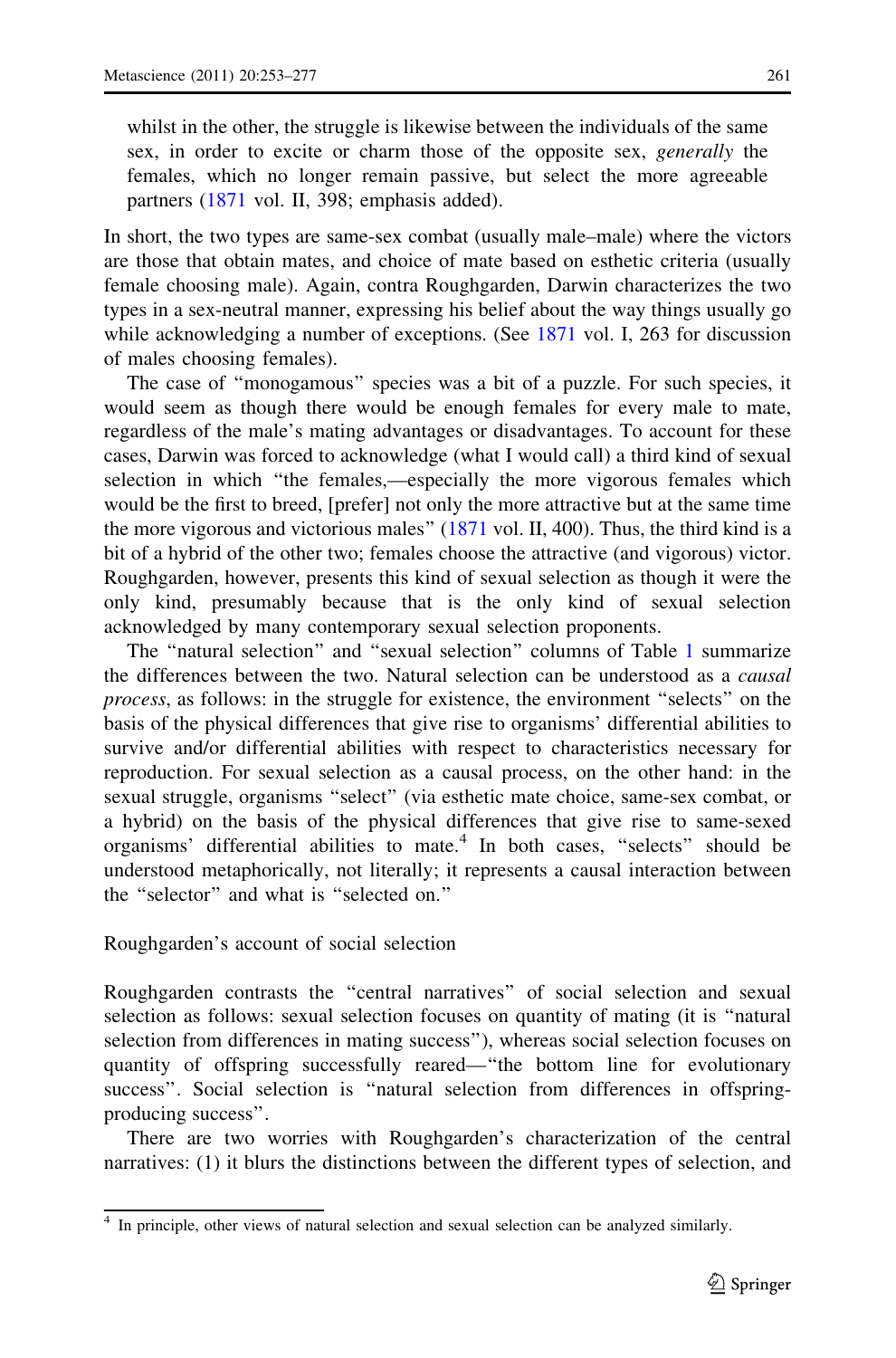> whilst in the other, the struggle is likewise between the individuals of the same sex, in order to excite or charm those of the opposite sex, *generally* the females, which no longer remain passive, but select the more agreeable partners (1871 vol. II, 398; emphasis added).

In short, the two types are same-sex combat (usually male–male) where the victors are those that obtain mates, and choice of mate based on esthetic criteria (usually female choosing male). Again, contra Roughgarden, Darwin characterizes the two types in a sex-neutral manner, expressing his belief about the way things usually go while acknowledging a number of exceptions. (See 1871 vol. I, 263 for discussion of males choosing females).

The case of "monogamous" species was a bit of a puzzle. For such species, it would seem as though there would be enough females for every male to mate, regardless of the male's mating advantages or disadvantages. To account for these cases, Darwin was forced to acknowledge (what I would call) a third kind of sexual selection in which "the females,—especially the more vigorous females which would be the first to breed, [prefer] not only the more attractive but at the same time the more vigorous and victorious males" (1871 vol. II, 400). Thus, the third kind is a bit of a hybrid of the other two; females choose the attractive (and vigorous) victor. Roughgarden, however, presents this kind of sexual selection as though it were the only kind, presumably because that is the only kind of sexual selection acknowledged by many contemporary sexual selection proponents.

The "natural selection" and "sexual selection" columns of Table 1 summarize the differences between the two. Natural selection can be understood as a *causal process*, as follows: in the struggle for existence, the environment "selects" on the basis of the physical differences that give rise to organisms' differential abilities to survive and/or differential abilities with respect to characteristics necessary for reproduction. For sexual selection as a causal process, on the other hand: in the sexual struggle, organisms "select" (via esthetic mate choice, same-sex combat, or a hybrid) on the basis of the physical differences that give rise to same-sexed organisms' differential abilities to mate.[4] In both cases, "selects" should be understood metaphorically, not literally; it represents a causal interaction between the "selector" and what is "selected on."

## Roughgarden's account of social selection

Roughgarden contrasts the "central narratives" of social selection and sexual selection as follows: sexual selection focuses on quantity of mating (it is "natural selection from differences in mating success"), whereas social selection focuses on quantity of offspring successfully reared—"the bottom line for evolutionary success". Social selection is "natural selection from differences in offspring-producing success".

There are two worries with Roughgarden's characterization of the central narratives: (1) it blurs the distinctions between the different types of selection, and

[4] In principle, other views of natural selection and sexual selection can be analyzed similarly.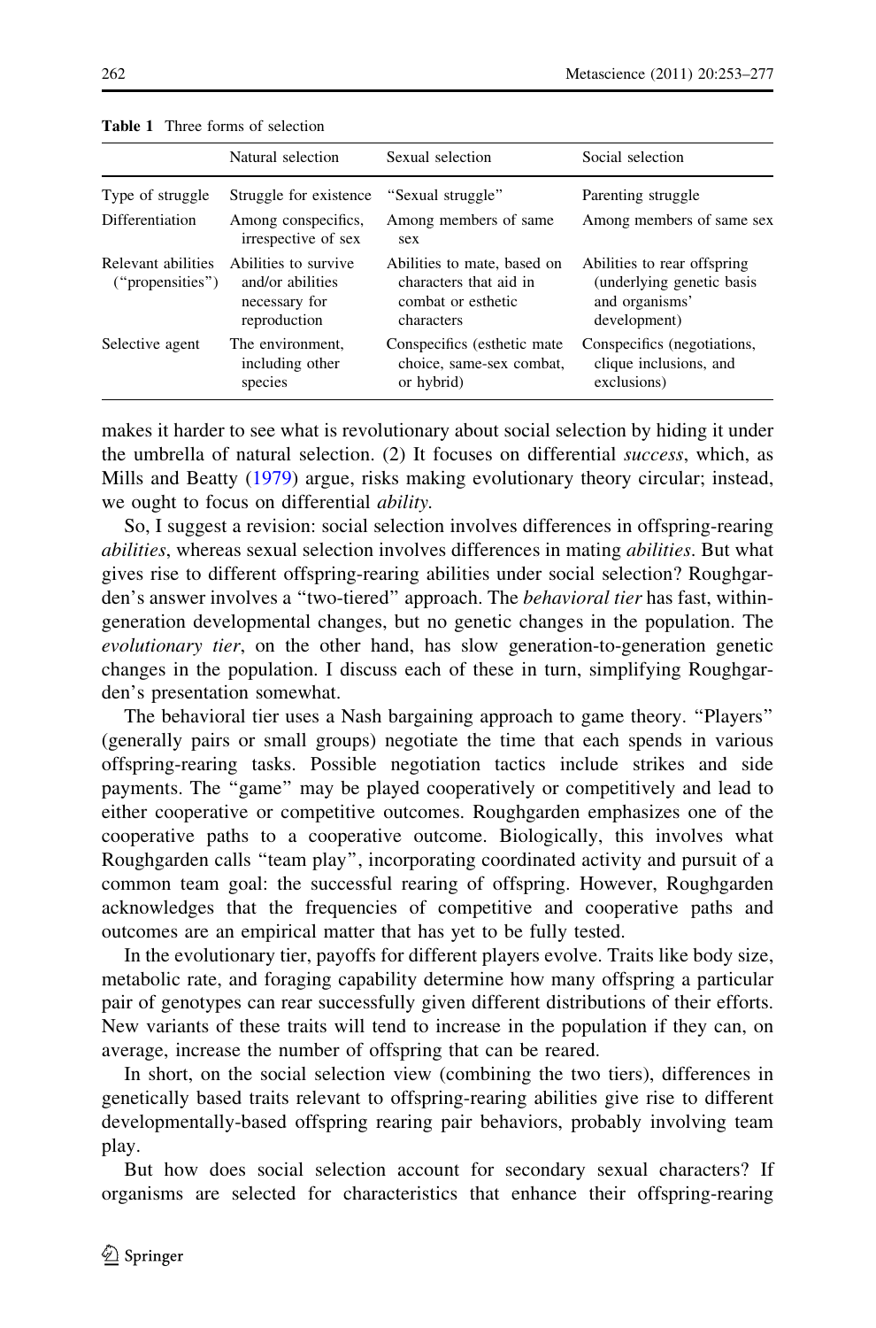**Table 1** Three forms of selection

| | Natural selection | Sexual selection | Social selection |
|---|---|---|---|
| Type of struggle | Struggle for existence | "Sexual struggle" | Parenting struggle |
| Differentiation | Among conspecifics, irrespective of sex | Among members of same sex | Among members of same sex |
| Relevant abilities ("propensities") | Abilities to survive and/or abilities necessary for reproduction | Abilities to mate, based on characters that aid in combat or esthetic characters | Abilities to rear offspring (underlying genetic basis and organisms' development) |
| Selective agent | The environment, including other species | Conspecifics (esthetic mate choice, same-sex combat, or hybrid) | Conspecifics (negotiations, clique inclusions, and exclusions) |

makes it harder to see what is revolutionary about social selection by hiding it under the umbrella of natural selection. (2) It focuses on differential *success*, which, as Mills and Beatty (1979) argue, risks making evolutionary theory circular; instead, we ought to focus on differential *ability*.

So, I suggest a revision: social selection involves differences in offspring-rearing *abilities*, whereas sexual selection involves differences in mating *abilities*. But what gives rise to different offspring-rearing abilities under social selection? Roughgarden's answer involves a "two-tiered" approach. The *behavioral tier* has fast, within-generation developmental changes, but no genetic changes in the population. The *evolutionary tier*, on the other hand, has slow generation-to-generation genetic changes in the population. I discuss each of these in turn, simplifying Roughgarden's presentation somewhat.

The behavioral tier uses a Nash bargaining approach to game theory. "Players" (generally pairs or small groups) negotiate the time that each spends in various offspring-rearing tasks. Possible negotiation tactics include strikes and side payments. The "game" may be played cooperatively or competitively and lead to either cooperative or competitive outcomes. Roughgarden emphasizes one of the cooperative paths to a cooperative outcome. Biologically, this involves what Roughgarden calls "team play", incorporating coordinated activity and pursuit of a common team goal: the successful rearing of offspring. However, Roughgarden acknowledges that the frequencies of competitive and cooperative paths and outcomes are an empirical matter that has yet to be fully tested.

In the evolutionary tier, payoffs for different players evolve. Traits like body size, metabolic rate, and foraging capability determine how many offspring a particular pair of genotypes can rear successfully given different distributions of their efforts. New variants of these traits will tend to increase in the population if they can, on average, increase the number of offspring that can be reared.

In short, on the social selection view (combining the two tiers), differences in genetically based traits relevant to offspring-rearing abilities give rise to different developmentally-based offspring rearing pair behaviors, probably involving team play.

But how does social selection account for secondary sexual characters? If organisms are selected for characteristics that enhance their offspring-rearing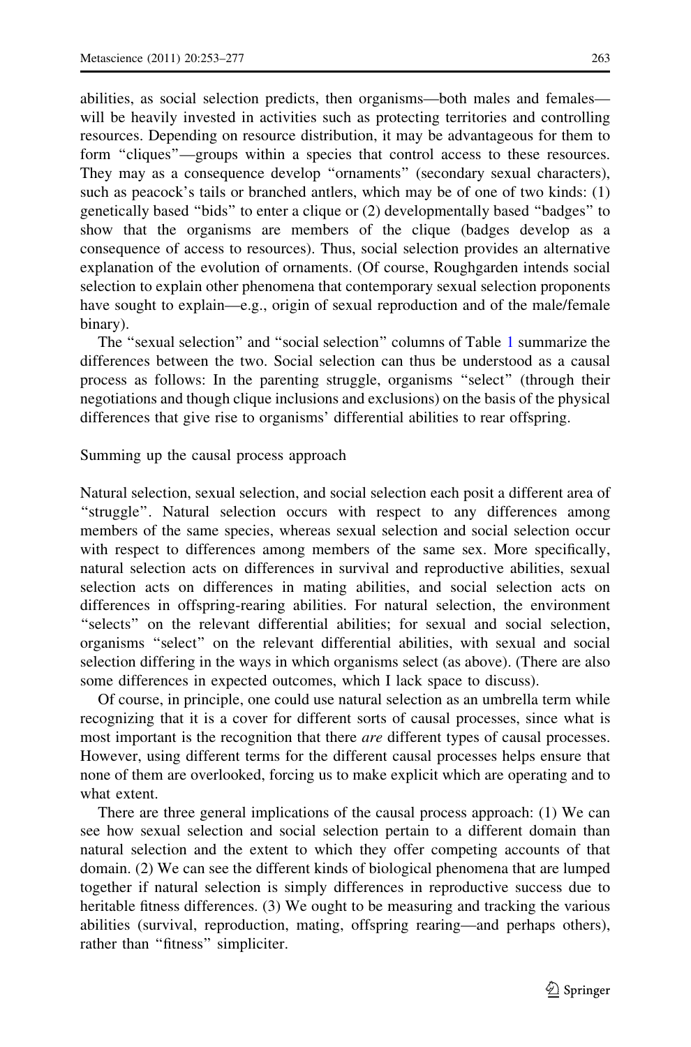abilities, as social selection predicts, then organisms—both males and females—will be heavily invested in activities such as protecting territories and controlling resources. Depending on resource distribution, it may be advantageous for them to form "cliques"—groups within a species that control access to these resources. They may as a consequence develop "ornaments" (secondary sexual characters), such as peacock's tails or branched antlers, which may be of one of two kinds: (1) genetically based "bids" to enter a clique or (2) developmentally based "badges" to show that the organisms are members of the clique (badges develop as a consequence of access to resources). Thus, social selection provides an alternative explanation of the evolution of ornaments. (Of course, Roughgarden intends social selection to explain other phenomena that contemporary sexual selection proponents have sought to explain—e.g., origin of sexual reproduction and of the male/female binary).

The "sexual selection" and "social selection" columns of Table 1 summarize the differences between the two. Social selection can thus be understood as a causal process as follows: In the parenting struggle, organisms "select" (through their negotiations and though clique inclusions and exclusions) on the basis of the physical differences that give rise to organisms' differential abilities to rear offspring.

## Summing up the causal process approach

Natural selection, sexual selection, and social selection each posit a different area of "struggle". Natural selection occurs with respect to any differences among members of the same species, whereas sexual selection and social selection occur with respect to differences among members of the same sex. More specifically, natural selection acts on differences in survival and reproductive abilities, sexual selection acts on differences in mating abilities, and social selection acts on differences in offspring-rearing abilities. For natural selection, the environment "selects" on the relevant differential abilities; for sexual and social selection, organisms "select" on the relevant differential abilities, with sexual and social selection differing in the ways in which organisms select (as above). (There are also some differences in expected outcomes, which I lack space to discuss).

Of course, in principle, one could use natural selection as an umbrella term while recognizing that it is a cover for different sorts of causal processes, since what is most important is the recognition that there *are* different types of causal processes. However, using different terms for the different causal processes helps ensure that none of them are overlooked, forcing us to make explicit which are operating and to what extent.

There are three general implications of the causal process approach: (1) We can see how sexual selection and social selection pertain to a different domain than natural selection and the extent to which they offer competing accounts of that domain. (2) We can see the different kinds of biological phenomena that are lumped together if natural selection is simply differences in reproductive success due to heritable fitness differences. (3) We ought to be measuring and tracking the various abilities (survival, reproduction, mating, offspring rearing—and perhaps others), rather than "fitness" simpliciter.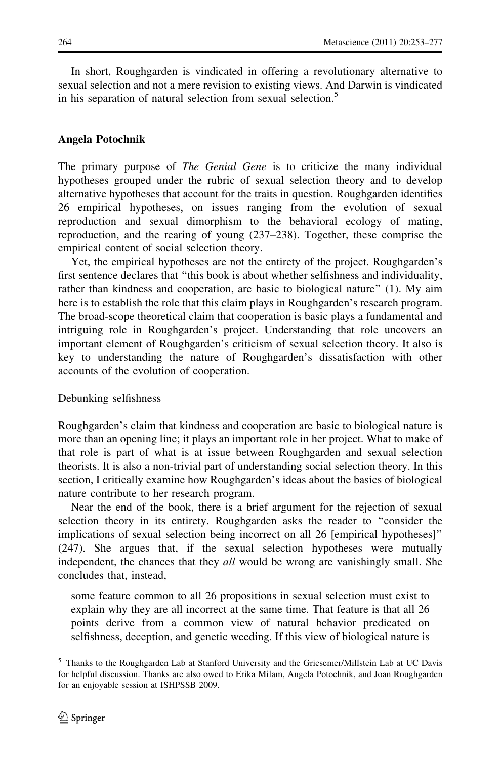In short, Roughgarden is vindicated in offering a revolutionary alternative to sexual selection and not a mere revision to existing views. And Darwin is vindicated in his separation of natural selection from sexual selection.[5]

## Angela Potochnik

The primary purpose of *The Genial Gene* is to criticize the many individual hypotheses grouped under the rubric of sexual selection theory and to develop alternative hypotheses that account for the traits in question. Roughgarden identifies 26 empirical hypotheses, on issues ranging from the evolution of sexual reproduction and sexual dimorphism to the behavioral ecology of mating, reproduction, and the rearing of young (237–238). Together, these comprise the empirical content of social selection theory.

Yet, the empirical hypotheses are not the entirety of the project. Roughgarden's first sentence declares that "this book is about whether selfishness and individuality, rather than kindness and cooperation, are basic to biological nature" (1). My aim here is to establish the role that this claim plays in Roughgarden's research program. The broad-scope theoretical claim that cooperation is basic plays a fundamental and intriguing role in Roughgarden's project. Understanding that role uncovers an important element of Roughgarden's criticism of sexual selection theory. It also is key to understanding the nature of Roughgarden's dissatisfaction with other accounts of the evolution of cooperation.

### Debunking selfishness

Roughgarden's claim that kindness and cooperation are basic to biological nature is more than an opening line; it plays an important role in her project. What to make of that role is part of what is at issue between Roughgarden and sexual selection theorists. It is also a non-trivial part of understanding social selection theory. In this section, I critically examine how Roughgarden's ideas about the basics of biological nature contribute to her research program.

Near the end of the book, there is a brief argument for the rejection of sexual selection theory in its entirety. Roughgarden asks the reader to "consider the implications of sexual selection being incorrect on all 26 [empirical hypotheses]" (247). She argues that, if the sexual selection hypotheses were mutually independent, the chances that they *all* would be wrong are vanishingly small. She concludes that, instead,

> some feature common to all 26 propositions in sexual selection must exist to explain why they are all incorrect at the same time. That feature is that all 26 points derive from a common view of natural behavior predicated on selfishness, deception, and genetic weeding. If this view of biological nature is

[5] Thanks to the Roughgarden Lab at Stanford University and the Griesemer/Millstein Lab at UC Davis for helpful discussion. Thanks are also owed to Erika Milam, Angela Potochnik, and Joan Roughgarden for an enjoyable session at ISHPSSB 2009.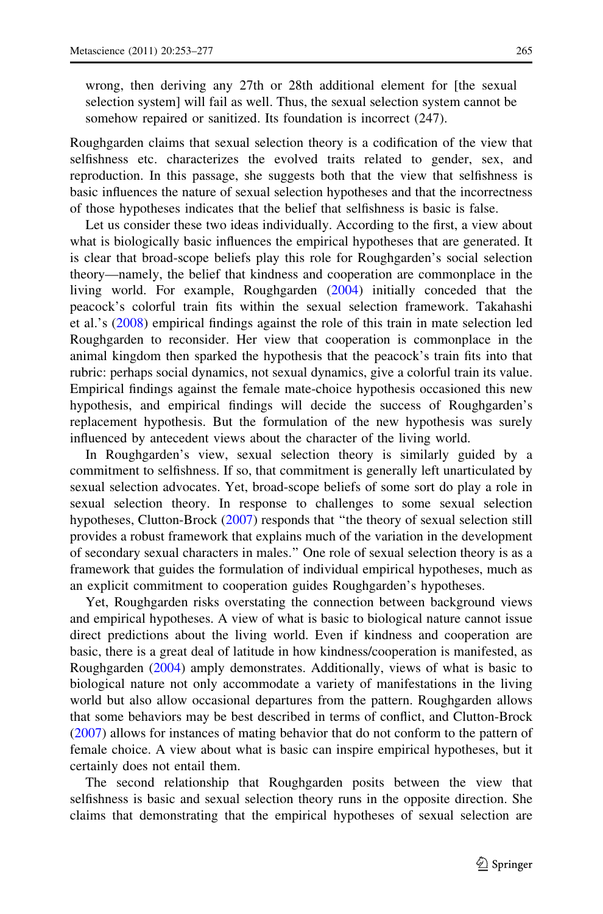> wrong, then deriving any 27th or 28th additional element for [the sexual selection system] will fail as well. Thus, the sexual selection system cannot be somehow repaired or sanitized. Its foundation is incorrect (247).

Roughgarden claims that sexual selection theory is a codification of the view that selfishness etc. characterizes the evolved traits related to gender, sex, and reproduction. In this passage, she suggests both that the view that selfishness is basic influences the nature of sexual selection hypotheses and that the incorrectness of those hypotheses indicates that the belief that selfishness is basic is false.

Let us consider these two ideas individually. According to the first, a view about what is biologically basic influences the empirical hypotheses that are generated. It is clear that broad-scope beliefs play this role for Roughgarden's social selection theory—namely, the belief that kindness and cooperation are commonplace in the living world. For example, Roughgarden (2004) initially conceded that the peacock's colorful train fits within the sexual selection framework. Takahashi et al.'s (2008) empirical findings against the role of this train in mate selection led Roughgarden to reconsider. Her view that cooperation is commonplace in the animal kingdom then sparked the hypothesis that the peacock's train fits into that rubric: perhaps social dynamics, not sexual dynamics, give a colorful train its value. Empirical findings against the female mate-choice hypothesis occasioned this new hypothesis, and empirical findings will decide the success of Roughgarden's replacement hypothesis. But the formulation of the new hypothesis was surely influenced by antecedent views about the character of the living world.

In Roughgarden's view, sexual selection theory is similarly guided by a commitment to selfishness. If so, that commitment is generally left unarticulated by sexual selection advocates. Yet, broad-scope beliefs of some sort do play a role in sexual selection theory. In response to challenges to some sexual selection hypotheses, Clutton-Brock (2007) responds that "the theory of sexual selection still provides a robust framework that explains much of the variation in the development of secondary sexual characters in males." One role of sexual selection theory is as a framework that guides the formulation of individual empirical hypotheses, much as an explicit commitment to cooperation guides Roughgarden's hypotheses.

Yet, Roughgarden risks overstating the connection between background views and empirical hypotheses. A view of what is basic to biological nature cannot issue direct predictions about the living world. Even if kindness and cooperation are basic, there is a great deal of latitude in how kindness/cooperation is manifested, as Roughgarden (2004) amply demonstrates. Additionally, views of what is basic to biological nature not only accommodate a variety of manifestations in the living world but also allow occasional departures from the pattern. Roughgarden allows that some behaviors may be best described in terms of conflict, and Clutton-Brock (2007) allows for instances of mating behavior that do not conform to the pattern of female choice. A view about what is basic can inspire empirical hypotheses, but it certainly does not entail them.

The second relationship that Roughgarden posits between the view that selfishness is basic and sexual selection theory runs in the opposite direction. She claims that demonstrating that the empirical hypotheses of sexual selection are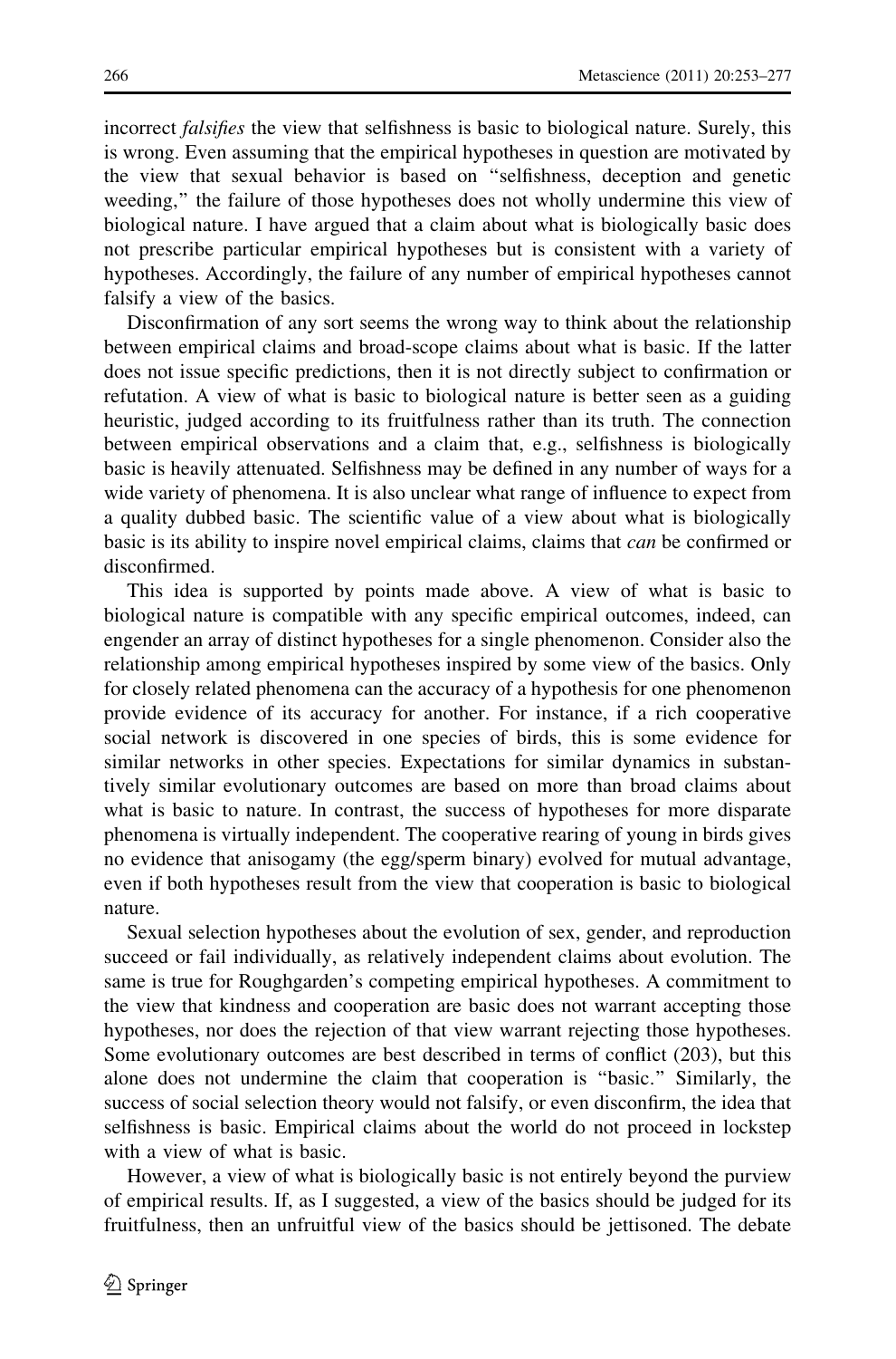incorrect *falsifies* the view that selfishness is basic to biological nature. Surely, this is wrong. Even assuming that the empirical hypotheses in question are motivated by the view that sexual behavior is based on "selfishness, deception and genetic weeding," the failure of those hypotheses does not wholly undermine this view of biological nature. I have argued that a claim about what is biologically basic does not prescribe particular empirical hypotheses but is consistent with a variety of hypotheses. Accordingly, the failure of any number of empirical hypotheses cannot falsify a view of the basics.

Disconfirmation of any sort seems the wrong way to think about the relationship between empirical claims and broad-scope claims about what is basic. If the latter does not issue specific predictions, then it is not directly subject to confirmation or refutation. A view of what is basic to biological nature is better seen as a guiding heuristic, judged according to its fruitfulness rather than its truth. The connection between empirical observations and a claim that, e.g., selfishness is biologically basic is heavily attenuated. Selfishness may be defined in any number of ways for a wide variety of phenomena. It is also unclear what range of influence to expect from a quality dubbed basic. The scientific value of a view about what is biologically basic is its ability to inspire novel empirical claims, claims that *can* be confirmed or disconfirmed.

This idea is supported by points made above. A view of what is basic to biological nature is compatible with any specific empirical outcomes, indeed, can engender an array of distinct hypotheses for a single phenomenon. Consider also the relationship among empirical hypotheses inspired by some view of the basics. Only for closely related phenomena can the accuracy of a hypothesis for one phenomenon provide evidence of its accuracy for another. For instance, if a rich cooperative social network is discovered in one species of birds, this is some evidence for similar networks in other species. Expectations for similar dynamics in substantively similar evolutionary outcomes are based on more than broad claims about what is basic to nature. In contrast, the success of hypotheses for more disparate phenomena is virtually independent. The cooperative rearing of young in birds gives no evidence that anisogamy (the egg/sperm binary) evolved for mutual advantage, even if both hypotheses result from the view that cooperation is basic to biological nature.

Sexual selection hypotheses about the evolution of sex, gender, and reproduction succeed or fail individually, as relatively independent claims about evolution. The same is true for Roughgarden's competing empirical hypotheses. A commitment to the view that kindness and cooperation are basic does not warrant accepting those hypotheses, nor does the rejection of that view warrant rejecting those hypotheses. Some evolutionary outcomes are best described in terms of conflict (203), but this alone does not undermine the claim that cooperation is "basic." Similarly, the success of social selection theory would not falsify, or even disconfirm, the idea that selfishness is basic. Empirical claims about the world do not proceed in lockstep with a view of what is basic.

However, a view of what is biologically basic is not entirely beyond the purview of empirical results. If, as I suggested, a view of the basics should be judged for its fruitfulness, then an unfruitful view of the basics should be jettisoned. The debate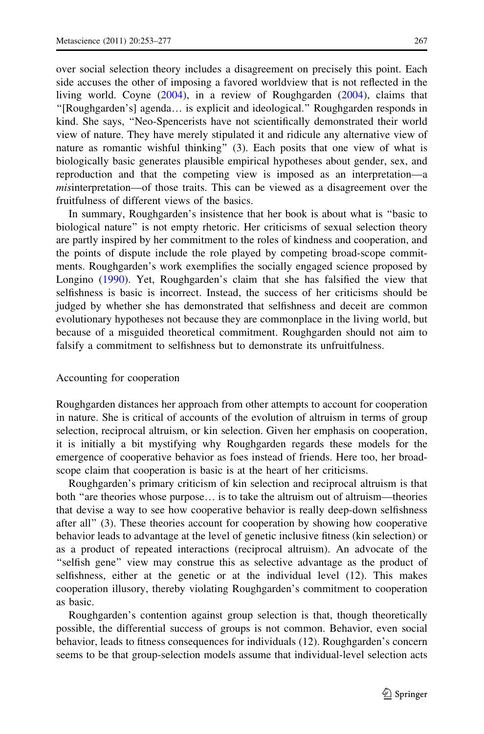over social selection theory includes a disagreement on precisely this point. Each side accuses the other of imposing a favored worldview that is not reflected in the living world. Coyne (2004), in a review of Roughgarden (2004), claims that "[Roughgarden's] agenda… is explicit and ideological." Roughgarden responds in kind. She says, "Neo-Spencerists have not scientifically demonstrated their world view of nature. They have merely stipulated it and ridicule any alternative view of nature as romantic wishful thinking" (3). Each posits that one view of what is biologically basic generates plausible empirical hypotheses about gender, sex, and reproduction and that the competing view is imposed as an interpretation—a *mis*interpretation—of those traits. This can be viewed as a disagreement over the fruitfulness of different views of the basics.

In summary, Roughgarden's insistence that her book is about what is "basic to biological nature" is not empty rhetoric. Her criticisms of sexual selection theory are partly inspired by her commitment to the roles of kindness and cooperation, and the points of dispute include the role played by competing broad-scope commitments. Roughgarden's work exemplifies the socially engaged science proposed by Longino (1990). Yet, Roughgarden's claim that she has falsified the view that selfishness is basic is incorrect. Instead, the success of her criticisms should be judged by whether she has demonstrated that selfishness and deceit are common evolutionary hypotheses not because they are commonplace in the living world, but because of a misguided theoretical commitment. Roughgarden should not aim to falsify a commitment to selfishness but to demonstrate its unfruitfulness.

## Accounting for cooperation

Roughgarden distances her approach from other attempts to account for cooperation in nature. She is critical of accounts of the evolution of altruism in terms of group selection, reciprocal altruism, or kin selection. Given her emphasis on cooperation, it is initially a bit mystifying why Roughgarden regards these models for the emergence of cooperative behavior as foes instead of friends. Here too, her broad-scope claim that cooperation is basic is at the heart of her criticisms.

Roughgarden's primary criticism of kin selection and reciprocal altruism is that both "are theories whose purpose… is to take the altruism out of altruism—theories that devise a way to see how cooperative behavior is really deep-down selfishness after all" (3). These theories account for cooperation by showing how cooperative behavior leads to advantage at the level of genetic inclusive fitness (kin selection) or as a product of repeated interactions (reciprocal altruism). An advocate of the "selfish gene" view may construe this as selective advantage as the product of selfishness, either at the genetic or at the individual level (12). This makes cooperation illusory, thereby violating Roughgarden's commitment to cooperation as basic.

Roughgarden's contention against group selection is that, though theoretically possible, the differential success of groups is not common. Behavior, even social behavior, leads to fitness consequences for individuals (12). Roughgarden's concern seems to be that group-selection models assume that individual-level selection acts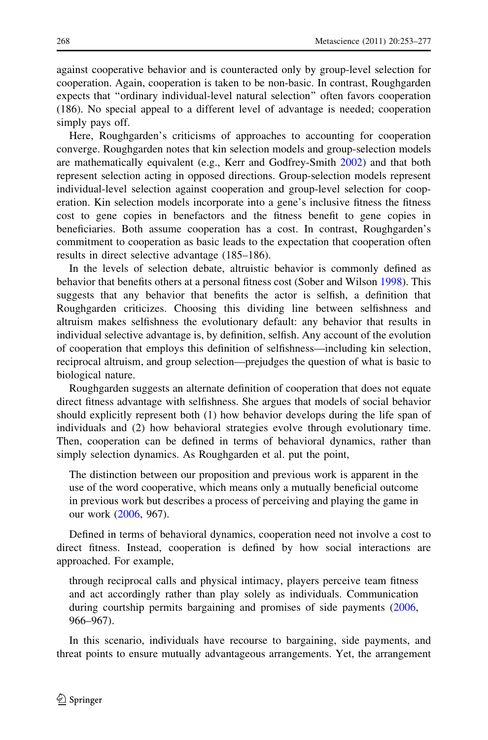against cooperative behavior and is counteracted only by group-level selection for cooperation. Again, cooperation is taken to be non-basic. In contrast, Roughgarden expects that "ordinary individual-level natural selection" often favors cooperation (186). No special appeal to a different level of advantage is needed; cooperation simply pays off.

Here, Roughgarden's criticisms of approaches to accounting for cooperation converge. Roughgarden notes that kin selection models and group-selection models are mathematically equivalent (e.g., Kerr and Godfrey-Smith 2002) and that both represent selection acting in opposed directions. Group-selection models represent individual-level selection against cooperation and group-level selection for cooperation. Kin selection models incorporate into a gene's inclusive fitness the fitness cost to gene copies in benefactors and the fitness benefit to gene copies in beneficiaries. Both assume cooperation has a cost. In contrast, Roughgarden's commitment to cooperation as basic leads to the expectation that cooperation often results in direct selective advantage (185–186).

In the levels of selection debate, altruistic behavior is commonly defined as behavior that benefits others at a personal fitness cost (Sober and Wilson 1998). This suggests that any behavior that benefits the actor is selfish, a definition that Roughgarden criticizes. Choosing this dividing line between selfishness and altruism makes selfishness the evolutionary default: any behavior that results in individual selective advantage is, by definition, selfish. Any account of the evolution of cooperation that employs this definition of selfishness—including kin selection, reciprocal altruism, and group selection—prejudges the question of what is basic to biological nature.

Roughgarden suggests an alternate definition of cooperation that does not equate direct fitness advantage with selfishness. She argues that models of social behavior should explicitly represent both (1) how behavior develops during the life span of individuals and (2) how behavioral strategies evolve through evolutionary time. Then, cooperation can be defined in terms of behavioral dynamics, rather than simply selection dynamics. As Roughgarden et al. put the point,

> The distinction between our proposition and previous work is apparent in the use of the word cooperative, which means only a mutually beneficial outcome in previous work but describes a process of perceiving and playing the game in our work (2006, 967).

Defined in terms of behavioral dynamics, cooperation need not involve a cost to direct fitness. Instead, cooperation is defined by how social interactions are approached. For example,

> through reciprocal calls and physical intimacy, players perceive team fitness and act accordingly rather than play solely as individuals. Communication during courtship permits bargaining and promises of side payments (2006, 966–967).

In this scenario, individuals have recourse to bargaining, side payments, and threat points to ensure mutually advantageous arrangements. Yet, the arrangement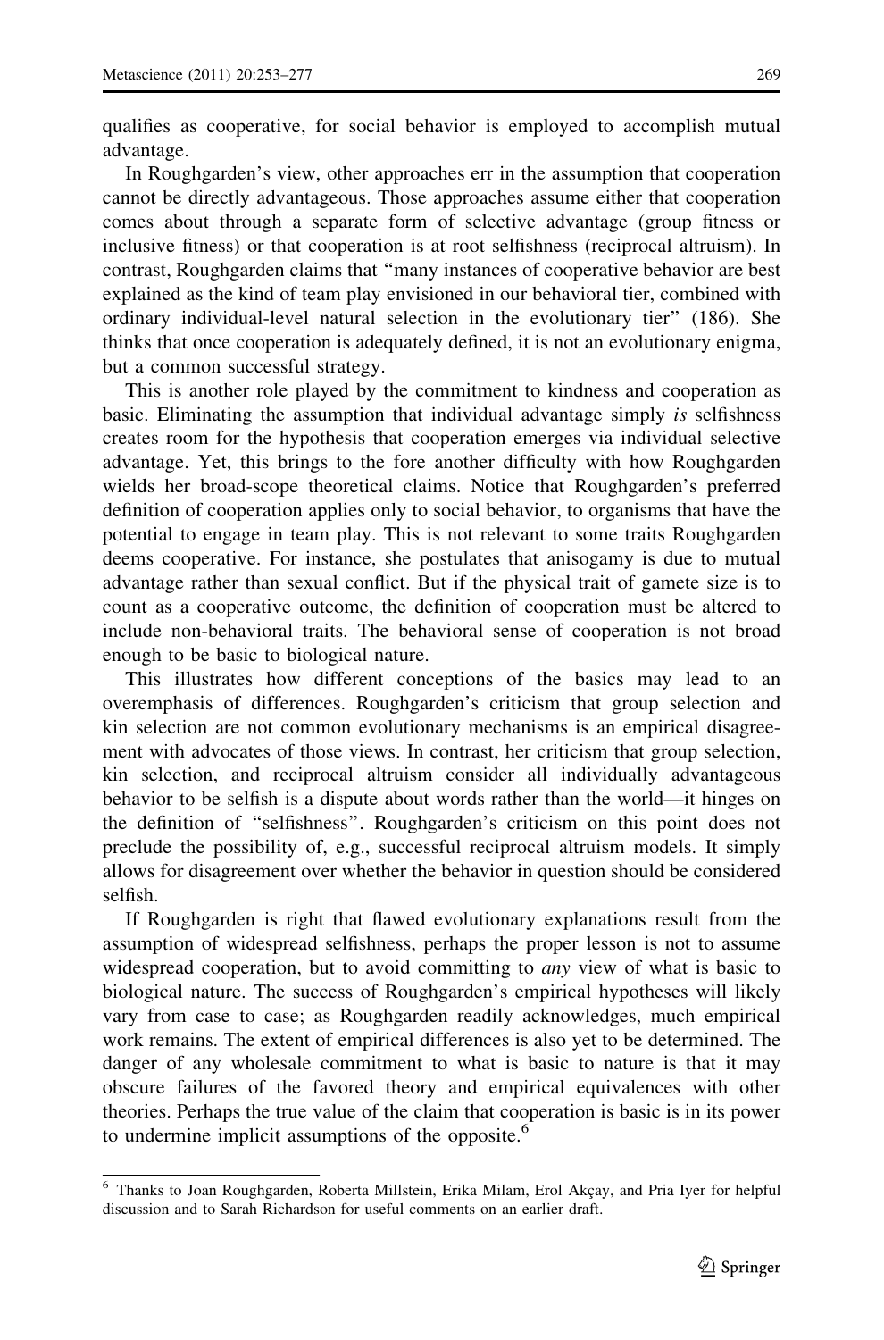qualifies as cooperative, for social behavior is employed to accomplish mutual advantage.

In Roughgarden's view, other approaches err in the assumption that cooperation cannot be directly advantageous. Those approaches assume either that cooperation comes about through a separate form of selective advantage (group fitness or inclusive fitness) or that cooperation is at root selfishness (reciprocal altruism). In contrast, Roughgarden claims that "many instances of cooperative behavior are best explained as the kind of team play envisioned in our behavioral tier, combined with ordinary individual-level natural selection in the evolutionary tier" (186). She thinks that once cooperation is adequately defined, it is not an evolutionary enigma, but a common successful strategy.

This is another role played by the commitment to kindness and cooperation as basic. Eliminating the assumption that individual advantage simply *is* selfishness creates room for the hypothesis that cooperation emerges via individual selective advantage. Yet, this brings to the fore another difficulty with how Roughgarden wields her broad-scope theoretical claims. Notice that Roughgarden's preferred definition of cooperation applies only to social behavior, to organisms that have the potential to engage in team play. This is not relevant to some traits Roughgarden deems cooperative. For instance, she postulates that anisogamy is due to mutual advantage rather than sexual conflict. But if the physical trait of gamete size is to count as a cooperative outcome, the definition of cooperation must be altered to include non-behavioral traits. The behavioral sense of cooperation is not broad enough to be basic to biological nature.

This illustrates how different conceptions of the basics may lead to an overemphasis of differences. Roughgarden's criticism that group selection and kin selection are not common evolutionary mechanisms is an empirical disagreement with advocates of those views. In contrast, her criticism that group selection, kin selection, and reciprocal altruism consider all individually advantageous behavior to be selfish is a dispute about words rather than the world—it hinges on the definition of "selfishness". Roughgarden's criticism on this point does not preclude the possibility of, e.g., successful reciprocal altruism models. It simply allows for disagreement over whether the behavior in question should be considered selfish.

If Roughgarden is right that flawed evolutionary explanations result from the assumption of widespread selfishness, perhaps the proper lesson is not to assume widespread cooperation, but to avoid committing to *any* view of what is basic to biological nature. The success of Roughgarden's empirical hypotheses will likely vary from case to case; as Roughgarden readily acknowledges, much empirical work remains. The extent of empirical differences is also yet to be determined. The danger of any wholesale commitment to what is basic to nature is that it may obscure failures of the favored theory and empirical equivalences with other theories. Perhaps the true value of the claim that cooperation is basic is in its power to undermine implicit assumptions of the opposite.[6]

[6] Thanks to Joan Roughgarden, Roberta Millstein, Erika Milam, Erol Akçay, and Pria Iyer for helpful discussion and to Sarah Richardson for useful comments on an earlier draft.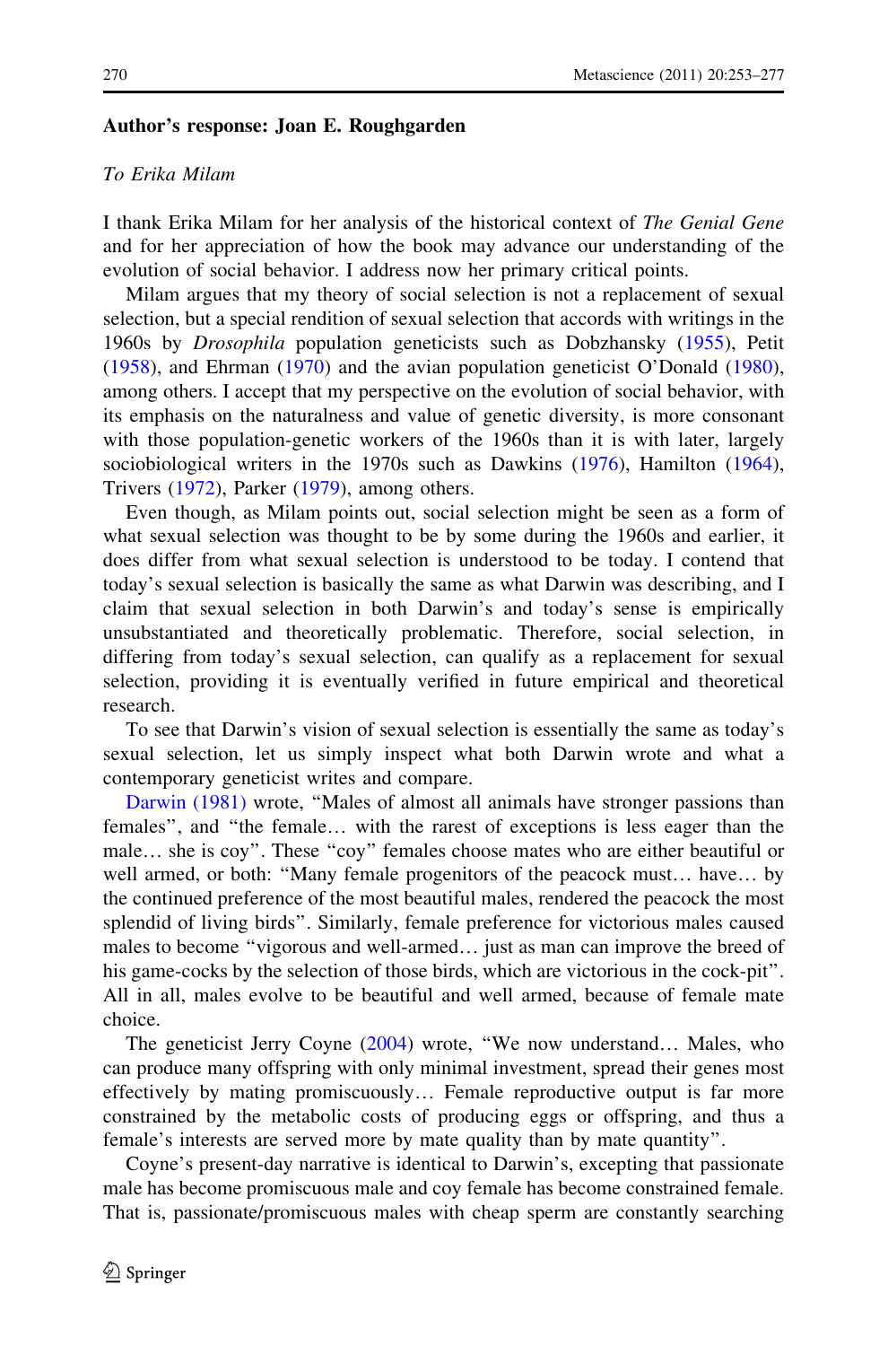### Author's response: Joan E. Roughgarden

*To Erika Milam*

I thank Erika Milam for her analysis of the historical context of *The Genial Gene* and for her appreciation of how the book may advance our understanding of the evolution of social behavior. I address now her primary critical points.

Milam argues that my theory of social selection is not a replacement of sexual selection, but a special rendition of sexual selection that accords with writings in the 1960s by *Drosophila* population geneticists such as Dobzhansky (1955), Petit (1958), and Ehrman (1970) and the avian population geneticist O'Donald (1980), among others. I accept that my perspective on the evolution of social behavior, with its emphasis on the naturalness and value of genetic diversity, is more consonant with those population-genetic workers of the 1960s than it is with later, largely sociobiological writers in the 1970s such as Dawkins (1976), Hamilton (1964), Trivers (1972), Parker (1979), among others.

Even though, as Milam points out, social selection might be seen as a form of what sexual selection was thought to be by some during the 1960s and earlier, it does differ from what sexual selection is understood to be today. I contend that today's sexual selection is basically the same as what Darwin was describing, and I claim that sexual selection in both Darwin's and today's sense is empirically unsubstantiated and theoretically problematic. Therefore, social selection, in differing from today's sexual selection, can qualify as a replacement for sexual selection, providing it is eventually verified in future empirical and theoretical research.

To see that Darwin's vision of sexual selection is essentially the same as today's sexual selection, let us simply inspect what both Darwin wrote and what a contemporary geneticist writes and compare.

Darwin (1981) wrote, "Males of almost all animals have stronger passions than females", and "the female… with the rarest of exceptions is less eager than the male… she is coy". These "coy" females choose mates who are either beautiful or well armed, or both: "Many female progenitors of the peacock must… have… by the continued preference of the most beautiful males, rendered the peacock the most splendid of living birds". Similarly, female preference for victorious males caused males to become "vigorous and well-armed… just as man can improve the breed of his game-cocks by the selection of those birds, which are victorious in the cock-pit". All in all, males evolve to be beautiful and well armed, because of female mate choice.

The geneticist Jerry Coyne (2004) wrote, "We now understand… Males, who can produce many offspring with only minimal investment, spread their genes most effectively by mating promiscuously… Female reproductive output is far more constrained by the metabolic costs of producing eggs or offspring, and thus a female's interests are served more by mate quality than by mate quantity".

Coyne's present-day narrative is identical to Darwin's, excepting that passionate male has become promiscuous male and coy female has become constrained female. That is, passionate/promiscuous males with cheap sperm are constantly searching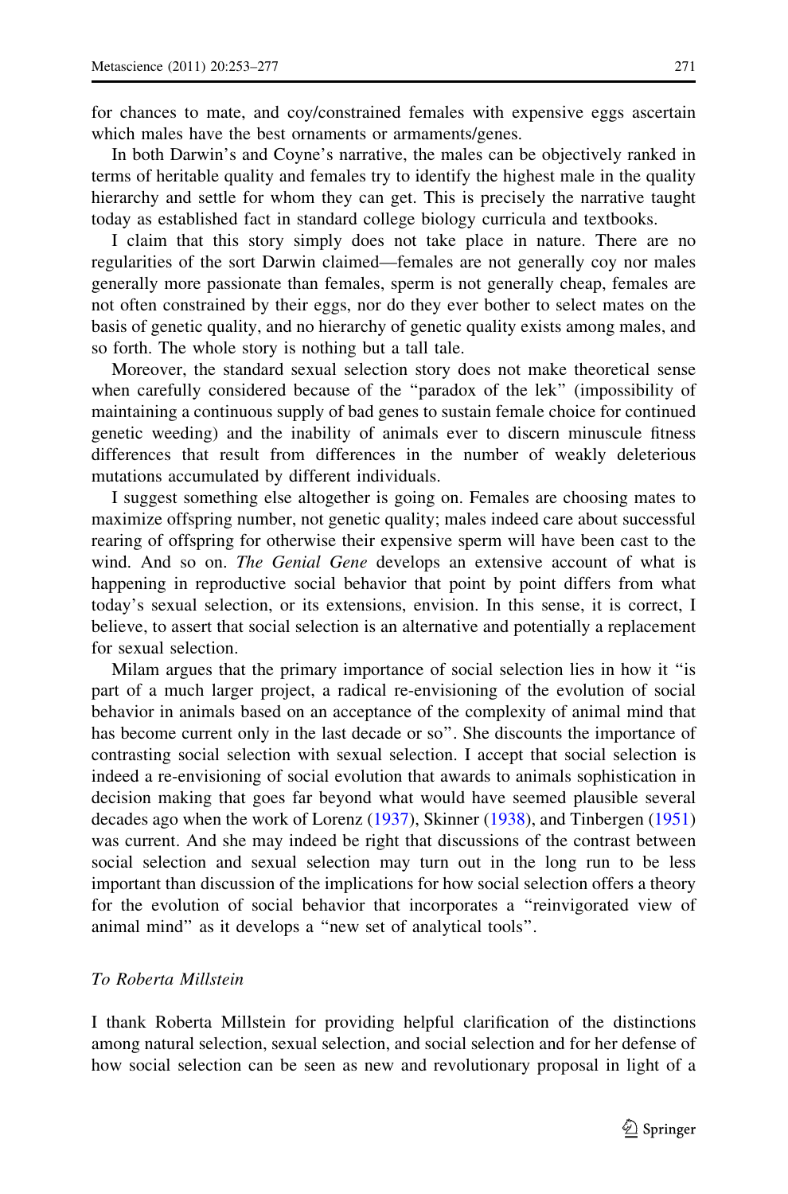for chances to mate, and coy/constrained females with expensive eggs ascertain which males have the best ornaments or armaments/genes.

In both Darwin's and Coyne's narrative, the males can be objectively ranked in terms of heritable quality and females try to identify the highest male in the quality hierarchy and settle for whom they can get. This is precisely the narrative taught today as established fact in standard college biology curricula and textbooks.

I claim that this story simply does not take place in nature. There are no regularities of the sort Darwin claimed—females are not generally coy nor males generally more passionate than females, sperm is not generally cheap, females are not often constrained by their eggs, nor do they ever bother to select mates on the basis of genetic quality, and no hierarchy of genetic quality exists among males, and so forth. The whole story is nothing but a tall tale.

Moreover, the standard sexual selection story does not make theoretical sense when carefully considered because of the "paradox of the lek" (impossibility of maintaining a continuous supply of bad genes to sustain female choice for continued genetic weeding) and the inability of animals ever to discern minuscule fitness differences that result from differences in the number of weakly deleterious mutations accumulated by different individuals.

I suggest something else altogether is going on. Females are choosing mates to maximize offspring number, not genetic quality; males indeed care about successful rearing of offspring for otherwise their expensive sperm will have been cast to the wind. And so on. *The Genial Gene* develops an extensive account of what is happening in reproductive social behavior that point by point differs from what today's sexual selection, or its extensions, envision. In this sense, it is correct, I believe, to assert that social selection is an alternative and potentially a replacement for sexual selection.

Milam argues that the primary importance of social selection lies in how it "is part of a much larger project, a radical re-envisioning of the evolution of social behavior in animals based on an acceptance of the complexity of animal mind that has become current only in the last decade or so". She discounts the importance of contrasting social selection with sexual selection. I accept that social selection is indeed a re-envisioning of social evolution that awards to animals sophistication in decision making that goes far beyond what would have seemed plausible several decades ago when the work of Lorenz (1937), Skinner (1938), and Tinbergen (1951) was current. And she may indeed be right that discussions of the contrast between social selection and sexual selection may turn out in the long run to be less important than discussion of the implications for how social selection offers a theory for the evolution of social behavior that incorporates a "reinvigorated view of animal mind" as it develops a "new set of analytical tools".

### *To Roberta Millstein*

I thank Roberta Millstein for providing helpful clarification of the distinctions among natural selection, sexual selection, and social selection and for her defense of how social selection can be seen as new and revolutionary proposal in light of a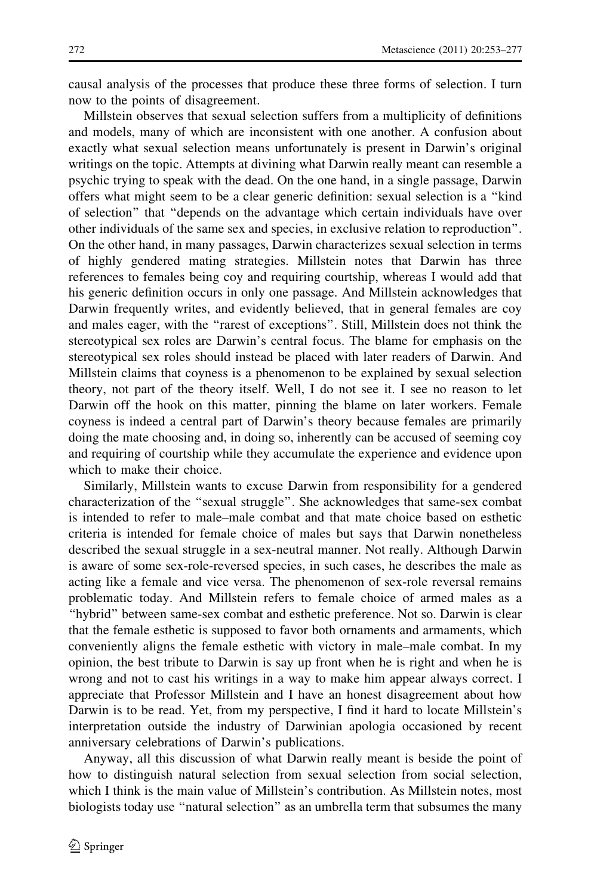causal analysis of the processes that produce these three forms of selection. I turn now to the points of disagreement.

Millstein observes that sexual selection suffers from a multiplicity of definitions and models, many of which are inconsistent with one another. A confusion about exactly what sexual selection means unfortunately is present in Darwin's original writings on the topic. Attempts at divining what Darwin really meant can resemble a psychic trying to speak with the dead. On the one hand, in a single passage, Darwin offers what might seem to be a clear generic definition: sexual selection is a "kind of selection" that "depends on the advantage which certain individuals have over other individuals of the same sex and species, in exclusive relation to reproduction". On the other hand, in many passages, Darwin characterizes sexual selection in terms of highly gendered mating strategies. Millstein notes that Darwin has three references to females being coy and requiring courtship, whereas I would add that his generic definition occurs in only one passage. And Millstein acknowledges that Darwin frequently writes, and evidently believed, that in general females are coy and males eager, with the "rarest of exceptions". Still, Millstein does not think the stereotypical sex roles are Darwin's central focus. The blame for emphasis on the stereotypical sex roles should instead be placed with later readers of Darwin. And Millstein claims that coyness is a phenomenon to be explained by sexual selection theory, not part of the theory itself. Well, I do not see it. I see no reason to let Darwin off the hook on this matter, pinning the blame on later workers. Female coyness is indeed a central part of Darwin's theory because females are primarily doing the mate choosing and, in doing so, inherently can be accused of seeming coy and requiring of courtship while they accumulate the experience and evidence upon which to make their choice.

Similarly, Millstein wants to excuse Darwin from responsibility for a gendered characterization of the "sexual struggle". She acknowledges that same-sex combat is intended to refer to male–male combat and that mate choice based on esthetic criteria is intended for female choice of males but says that Darwin nonetheless described the sexual struggle in a sex-neutral manner. Not really. Although Darwin is aware of some sex-role-reversed species, in such cases, he describes the male as acting like a female and vice versa. The phenomenon of sex-role reversal remains problematic today. And Millstein refers to female choice of armed males as a "hybrid" between same-sex combat and esthetic preference. Not so. Darwin is clear that the female esthetic is supposed to favor both ornaments and armaments, which conveniently aligns the female esthetic with victory in male–male combat. In my opinion, the best tribute to Darwin is say up front when he is right and when he is wrong and not to cast his writings in a way to make him appear always correct. I appreciate that Professor Millstein and I have an honest disagreement about how Darwin is to be read. Yet, from my perspective, I find it hard to locate Millstein's interpretation outside the industry of Darwinian apologia occasioned by recent anniversary celebrations of Darwin's publications.

Anyway, all this discussion of what Darwin really meant is beside the point of how to distinguish natural selection from sexual selection from social selection, which I think is the main value of Millstein's contribution. As Millstein notes, most biologists today use "natural selection" as an umbrella term that subsumes the many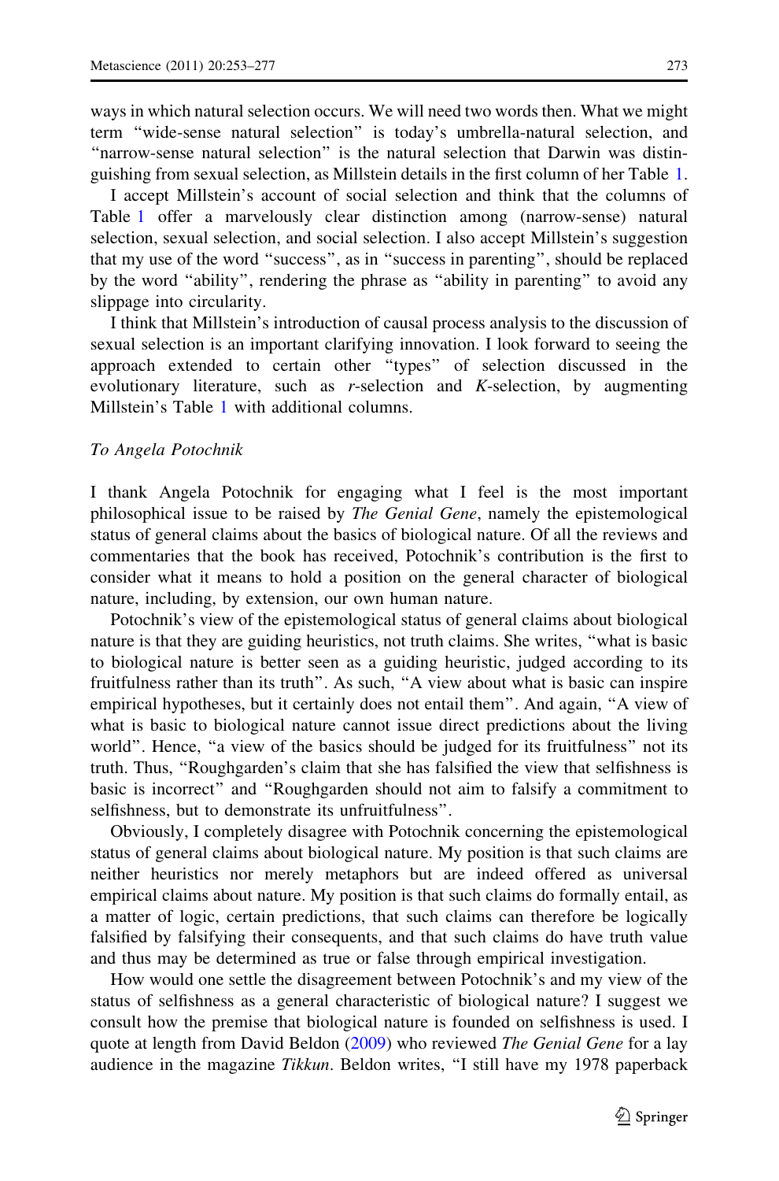ways in which natural selection occurs. We will need two words then. What we might term "wide-sense natural selection" is today's umbrella-natural selection, and "narrow-sense natural selection" is the natural selection that Darwin was distinguishing from sexual selection, as Millstein details in the first column of her Table 1.

I accept Millstein's account of social selection and think that the columns of Table 1 offer a marvelously clear distinction among (narrow-sense) natural selection, sexual selection, and social selection. I also accept Millstein's suggestion that my use of the word "success", as in "success in parenting", should be replaced by the word "ability", rendering the phrase as "ability in parenting" to avoid any slippage into circularity.

I think that Millstein's introduction of causal process analysis to the discussion of sexual selection is an important clarifying innovation. I look forward to seeing the approach extended to certain other "types" of selection discussed in the evolutionary literature, such as *r*-selection and *K*-selection, by augmenting Millstein's Table 1 with additional columns.

*To Angela Potochnik*

I thank Angela Potochnik for engaging what I feel is the most important philosophical issue to be raised by *The Genial Gene*, namely the epistemological status of general claims about the basics of biological nature. Of all the reviews and commentaries that the book has received, Potochnik's contribution is the first to consider what it means to hold a position on the general character of biological nature, including, by extension, our own human nature.

Potochnik's view of the epistemological status of general claims about biological nature is that they are guiding heuristics, not truth claims. She writes, "what is basic to biological nature is better seen as a guiding heuristic, judged according to its fruitfulness rather than its truth". As such, "A view about what is basic can inspire empirical hypotheses, but it certainly does not entail them". And again, "A view of what is basic to biological nature cannot issue direct predictions about the living world". Hence, "a view of the basics should be judged for its fruitfulness" not its truth. Thus, "Roughgarden's claim that she has falsified the view that selfishness is basic is incorrect" and "Roughgarden should not aim to falsify a commitment to selfishness, but to demonstrate its unfruitfulness".

Obviously, I completely disagree with Potochnik concerning the epistemological status of general claims about biological nature. My position is that such claims are neither heuristics nor merely metaphors but are indeed offered as universal empirical claims about nature. My position is that such claims do formally entail, as a matter of logic, certain predictions, that such claims can therefore be logically falsified by falsifying their consequents, and that such claims do have truth value and thus may be determined as true or false through empirical investigation.

How would one settle the disagreement between Potochnik's and my view of the status of selfishness as a general characteristic of biological nature? I suggest we consult how the premise that biological nature is founded on selfishness is used. I quote at length from David Beldon (2009) who reviewed *The Genial Gene* for a lay audience in the magazine *Tikkun*. Beldon writes, "I still have my 1978 paperback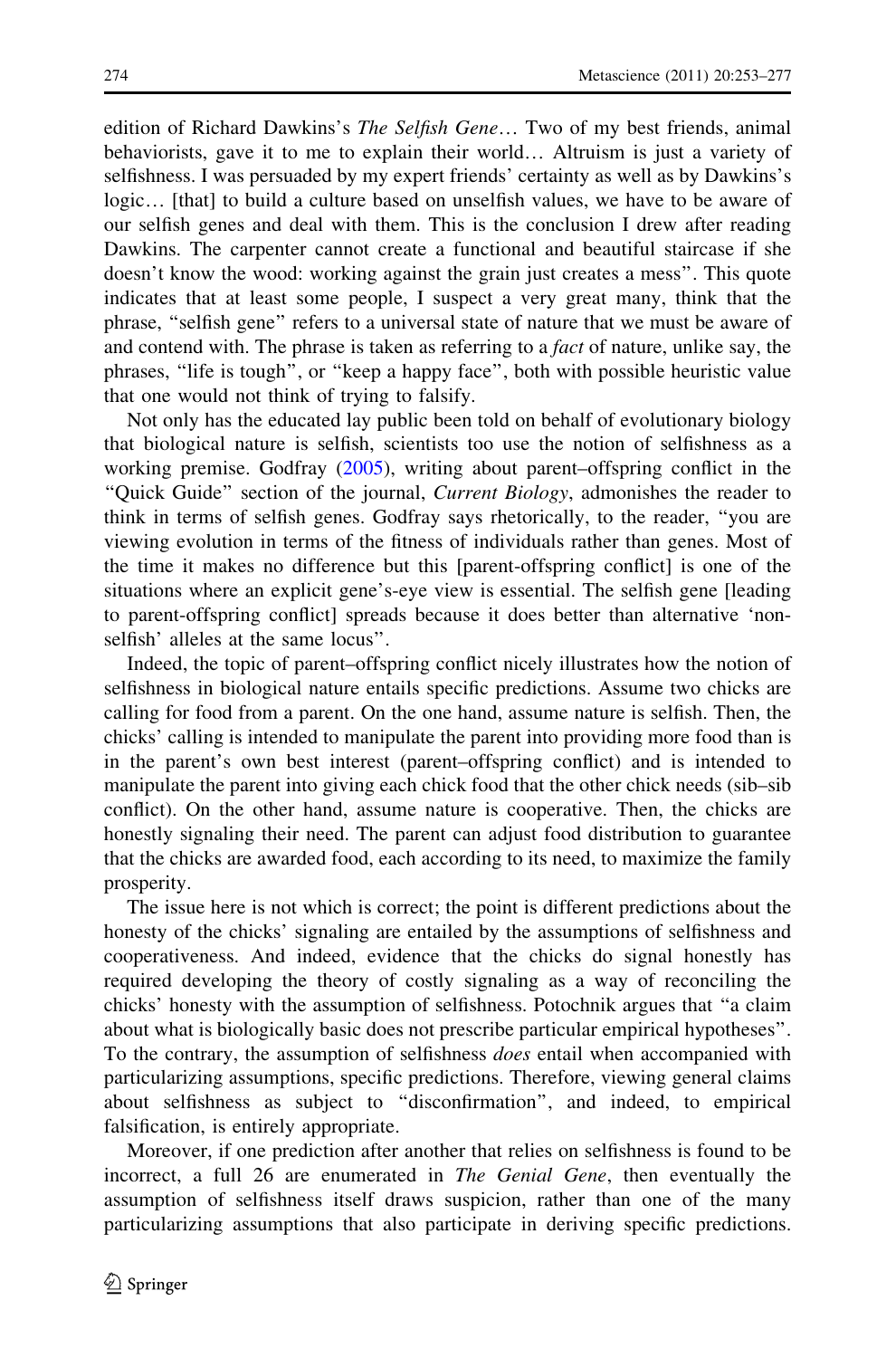edition of Richard Dawkins's *The Selfish Gene*… Two of my best friends, animal behaviorists, gave it to me to explain their world… Altruism is just a variety of selfishness. I was persuaded by my expert friends' certainty as well as by Dawkins's logic… [that] to build a culture based on unselfish values, we have to be aware of our selfish genes and deal with them. This is the conclusion I drew after reading Dawkins. The carpenter cannot create a functional and beautiful staircase if she doesn't know the wood: working against the grain just creates a mess". This quote indicates that at least some people, I suspect a very great many, think that the phrase, "selfish gene" refers to a universal state of nature that we must be aware of and contend with. The phrase is taken as referring to a *fact* of nature, unlike say, the phrases, "life is tough", or "keep a happy face", both with possible heuristic value that one would not think of trying to falsify.

Not only has the educated lay public been told on behalf of evolutionary biology that biological nature is selfish, scientists too use the notion of selfishness as a working premise. Godfray (2005), writing about parent–offspring conflict in the "Quick Guide" section of the journal, *Current Biology*, admonishes the reader to think in terms of selfish genes. Godfray says rhetorically, to the reader, "you are viewing evolution in terms of the fitness of individuals rather than genes. Most of the time it makes no difference but this [parent-offspring conflict] is one of the situations where an explicit gene's-eye view is essential. The selfish gene [leading to parent-offspring conflict] spreads because it does better than alternative 'non-selfish' alleles at the same locus".

Indeed, the topic of parent–offspring conflict nicely illustrates how the notion of selfishness in biological nature entails specific predictions. Assume two chicks are calling for food from a parent. On the one hand, assume nature is selfish. Then, the chicks' calling is intended to manipulate the parent into providing more food than is in the parent's own best interest (parent–offspring conflict) and is intended to manipulate the parent into giving each chick food that the other chick needs (sib–sib conflict). On the other hand, assume nature is cooperative. Then, the chicks are honestly signaling their need. The parent can adjust food distribution to guarantee that the chicks are awarded food, each according to its need, to maximize the family prosperity.

The issue here is not which is correct; the point is different predictions about the honesty of the chicks' signaling are entailed by the assumptions of selfishness and cooperativeness. And indeed, evidence that the chicks do signal honestly has required developing the theory of costly signaling as a way of reconciling the chicks' honesty with the assumption of selfishness. Potochnik argues that "a claim about what is biologically basic does not prescribe particular empirical hypotheses". To the contrary, the assumption of selfishness *does* entail when accompanied with particularizing assumptions, specific predictions. Therefore, viewing general claims about selfishness as subject to "disconfirmation", and indeed, to empirical falsification, is entirely appropriate.

Moreover, if one prediction after another that relies on selfishness is found to be incorrect, a full 26 are enumerated in *The Genial Gene*, then eventually the assumption of selfishness itself draws suspicion, rather than one of the many particularizing assumptions that also participate in deriving specific predictions.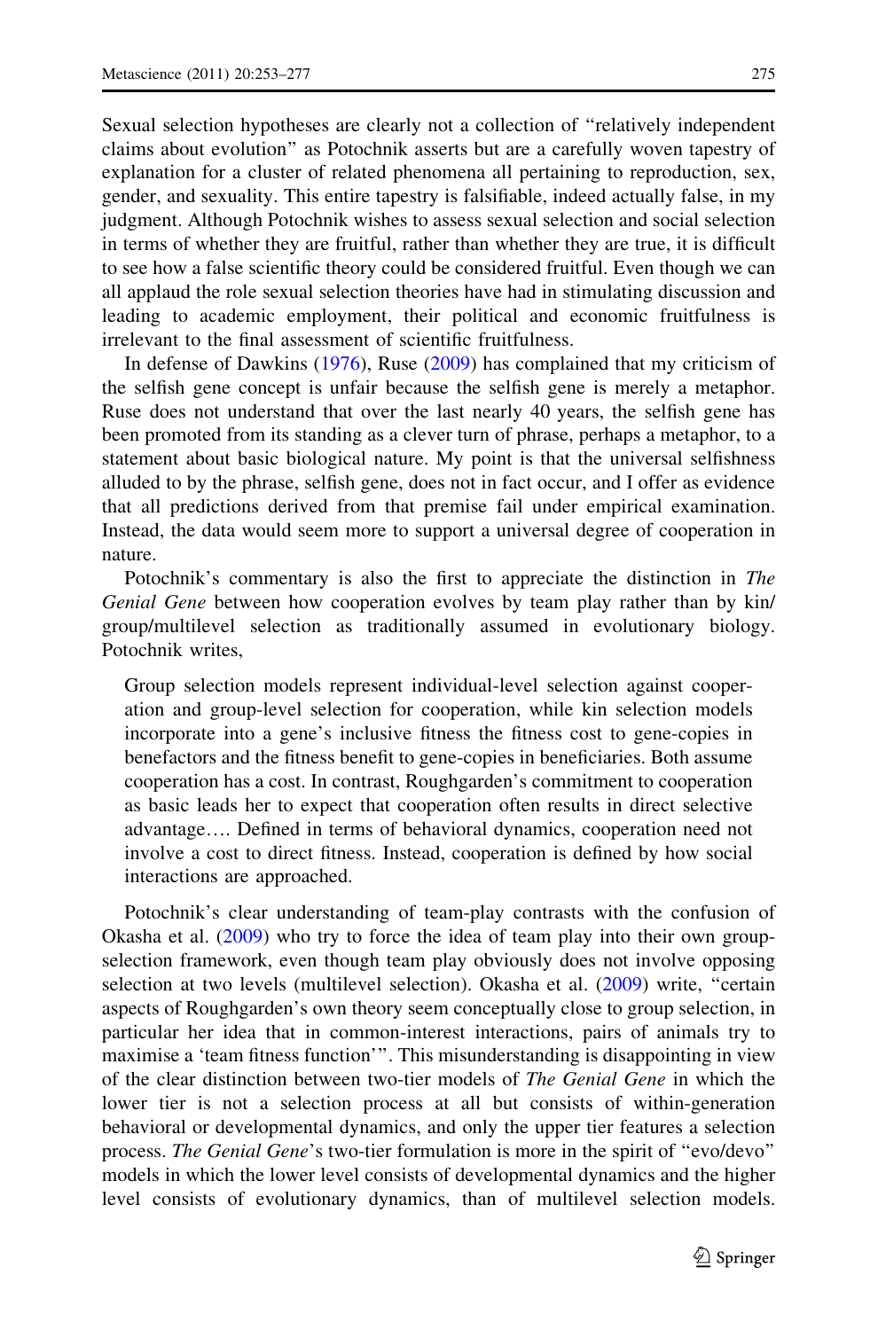Sexual selection hypotheses are clearly not a collection of "relatively independent claims about evolution" as Potochnik asserts but are a carefully woven tapestry of explanation for a cluster of related phenomena all pertaining to reproduction, sex, gender, and sexuality. This entire tapestry is falsifiable, indeed actually false, in my judgment. Although Potochnik wishes to assess sexual selection and social selection in terms of whether they are fruitful, rather than whether they are true, it is difficult to see how a false scientific theory could be considered fruitful. Even though we can all applaud the role sexual selection theories have had in stimulating discussion and leading to academic employment, their political and economic fruitfulness is irrelevant to the final assessment of scientific fruitfulness.

In defense of Dawkins (1976), Ruse (2009) has complained that my criticism of the selfish gene concept is unfair because the selfish gene is merely a metaphor. Ruse does not understand that over the last nearly 40 years, the selfish gene has been promoted from its standing as a clever turn of phrase, perhaps a metaphor, to a statement about basic biological nature. My point is that the universal selfishness alluded to by the phrase, selfish gene, does not in fact occur, and I offer as evidence that all predictions derived from that premise fail under empirical examination. Instead, the data would seem more to support a universal degree of cooperation in nature.

Potochnik's commentary is also the first to appreciate the distinction in *The Genial Gene* between how cooperation evolves by team play rather than by kin/group/multilevel selection as traditionally assumed in evolutionary biology. Potochnik writes,

> Group selection models represent individual-level selection against cooperation and group-level selection for cooperation, while kin selection models incorporate into a gene's inclusive fitness the fitness cost to gene-copies in benefactors and the fitness benefit to gene-copies in beneficiaries. Both assume cooperation has a cost. In contrast, Roughgarden's commitment to cooperation as basic leads her to expect that cooperation often results in direct selective advantage…. Defined in terms of behavioral dynamics, cooperation need not involve a cost to direct fitness. Instead, cooperation is defined by how social interactions are approached.

Potochnik's clear understanding of team-play contrasts with the confusion of Okasha et al. (2009) who try to force the idea of team play into their own group-selection framework, even though team play obviously does not involve opposing selection at two levels (multilevel selection). Okasha et al. (2009) write, "certain aspects of Roughgarden's own theory seem conceptually close to group selection, in particular her idea that in common-interest interactions, pairs of animals try to maximise a 'team fitness function'". This misunderstanding is disappointing in view of the clear distinction between two-tier models of *The Genial Gene* in which the lower tier is not a selection process at all but consists of within-generation behavioral or developmental dynamics, and only the upper tier features a selection process. *The Genial Gene*'s two-tier formulation is more in the spirit of "evo/devo" models in which the lower level consists of developmental dynamics and the higher level consists of evolutionary dynamics, than of multilevel selection models.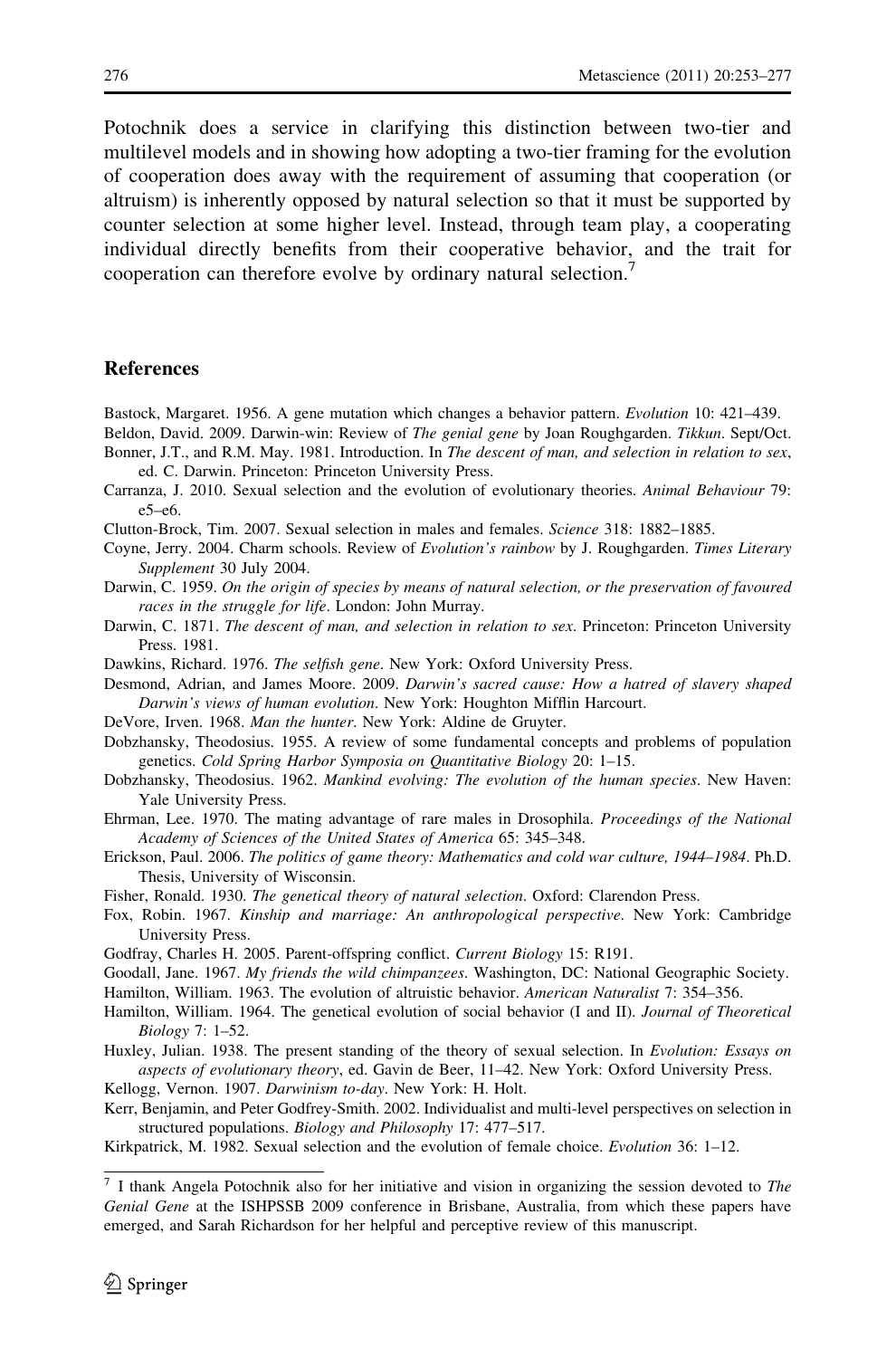Potochnik does a service in clarifying this distinction between two-tier and multilevel models and in showing how adopting a two-tier framing for the evolution of cooperation does away with the requirement of assuming that cooperation (or altruism) is inherently opposed by natural selection so that it must be supported by counter selection at some higher level. Instead, through team play, a cooperating individual directly benefits from their cooperative behavior, and the trait for cooperation can therefore evolve by ordinary natural selection.[7]

## References

Bastock, Margaret. 1956. A gene mutation which changes a behavior pattern. *Evolution* 10: 421–439.

Beldon, David. 2009. Darwin-win: Review of *The genial gene* by Joan Roughgarden. *Tikkun*. Sept/Oct.

Bonner, J.T., and R.M. May. 1981. Introduction. In *The descent of man, and selection in relation to sex*, ed. C. Darwin. Princeton: Princeton University Press.

Carranza, J. 2010. Sexual selection and the evolution of evolutionary theories. *Animal Behaviour* 79: e5–e6.

Clutton-Brock, Tim. 2007. Sexual selection in males and females. *Science* 318: 1882–1885.

Coyne, Jerry. 2004. Charm schools. Review of *Evolution's rainbow* by J. Roughgarden. *Times Literary Supplement* 30 July 2004.

Darwin, C. 1959. *On the origin of species by means of natural selection, or the preservation of favoured races in the struggle for life*. London: John Murray.

Darwin, C. 1871. *The descent of man, and selection in relation to sex*. Princeton: Princeton University Press. 1981.

Dawkins, Richard. 1976. *The selfish gene*. New York: Oxford University Press.

Desmond, Adrian, and James Moore. 2009. *Darwin's sacred cause: How a hatred of slavery shaped Darwin's views of human evolution*. New York: Houghton Mifflin Harcourt.

DeVore, Irven. 1968. *Man the hunter*. New York: Aldine de Gruyter.

Dobzhansky, Theodosius. 1955. A review of some fundamental concepts and problems of population genetics. *Cold Spring Harbor Symposia on Quantitative Biology* 20: 1–15.

Dobzhansky, Theodosius. 1962. *Mankind evolving: The evolution of the human species*. New Haven: Yale University Press.

Ehrman, Lee. 1970. The mating advantage of rare males in Drosophila. *Proceedings of the National Academy of Sciences of the United States of America* 65: 345–348.

Erickson, Paul. 2006. *The politics of game theory: Mathematics and cold war culture, 1944–1984*. Ph.D. Thesis, University of Wisconsin.

Fisher, Ronald. 1930. *The genetical theory of natural selection*. Oxford: Clarendon Press.

Fox, Robin. 1967. *Kinship and marriage: An anthropological perspective*. New York: Cambridge University Press.

Godfray, Charles H. 2005. Parent-offspring conflict. *Current Biology* 15: R191.

Goodall, Jane. 1967. *My friends the wild chimpanzees*. Washington, DC: National Geographic Society.

Hamilton, William. 1963. The evolution of altruistic behavior. *American Naturalist* 7: 354–356.

Hamilton, William. 1964. The genetical evolution of social behavior (I and II). *Journal of Theoretical Biology* 7: 1–52.

Huxley, Julian. 1938. The present standing of the theory of sexual selection. In *Evolution: Essays on aspects of evolutionary theory*, ed. Gavin de Beer, 11–42. New York: Oxford University Press.

Kellogg, Vernon. 1907. *Darwinism to-day*. New York: H. Holt.

Kerr, Benjamin, and Peter Godfrey-Smith. 2002. Individualist and multi-level perspectives on selection in structured populations. *Biology and Philosophy* 17: 477–517.

Kirkpatrick, M. 1982. Sexual selection and the evolution of female choice. *Evolution* 36: 1–12.

---

[7] I thank Angela Potochnik also for her initiative and vision in organizing the session devoted to *The Genial Gene* at the ISHPSSB 2009 conference in Brisbane, Australia, from which these papers have emerged, and Sarah Richardson for her helpful and perceptive review of this manuscript.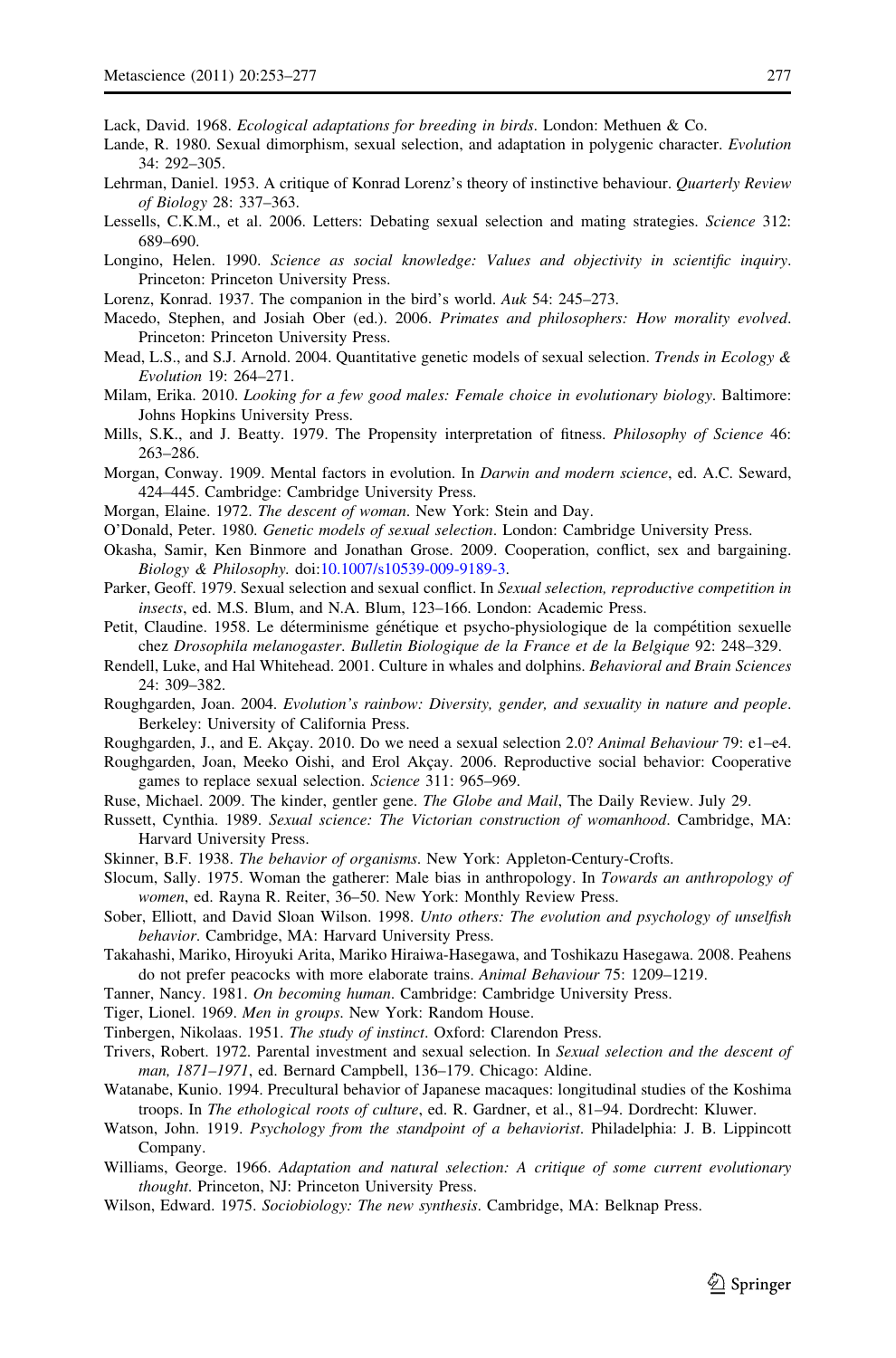Lack, David. 1968. *Ecological adaptations for breeding in birds*. London: Methuen & Co.

Lande, R. 1980. Sexual dimorphism, sexual selection, and adaptation in polygenic character. *Evolution* 34: 292–305.

Lehrman, Daniel. 1953. A critique of Konrad Lorenz's theory of instinctive behaviour. *Quarterly Review of Biology* 28: 337–363.

Lessells, C.K.M., et al. 2006. Letters: Debating sexual selection and mating strategies. *Science* 312: 689–690.

Longino, Helen. 1990. *Science as social knowledge: Values and objectivity in scientific inquiry*. Princeton: Princeton University Press.

Lorenz, Konrad. 1937. The companion in the bird's world. *Auk* 54: 245–273.

Macedo, Stephen, and Josiah Ober (ed.). 2006. *Primates and philosophers: How morality evolved*. Princeton: Princeton University Press.

Mead, L.S., and S.J. Arnold. 2004. Quantitative genetic models of sexual selection. *Trends in Ecology & Evolution* 19: 264–271.

Milam, Erika. 2010. *Looking for a few good males: Female choice in evolutionary biology*. Baltimore: Johns Hopkins University Press.

Mills, S.K., and J. Beatty. 1979. The Propensity interpretation of fitness. *Philosophy of Science* 46: 263–286.

Morgan, Conway. 1909. Mental factors in evolution. In *Darwin and modern science*, ed. A.C. Seward, 424–445. Cambridge: Cambridge University Press.

Morgan, Elaine. 1972. *The descent of woman*. New York: Stein and Day.

O'Donald, Peter. 1980. *Genetic models of sexual selection*. London: Cambridge University Press.

Okasha, Samir, Ken Binmore and Jonathan Grose. 2009. Cooperation, conflict, sex and bargaining. *Biology & Philosophy*. doi:10.1007/s10539-009-9189-3.

Parker, Geoff. 1979. Sexual selection and sexual conflict. In *Sexual selection, reproductive competition in insects*, ed. M.S. Blum, and N.A. Blum, 123–166. London: Academic Press.

Petit, Claudine. 1958. Le déterminisme génétique et psycho-physiologique de la compétition sexuelle chez *Drosophila melanogaster*. *Bulletin Biologique de la France et de la Belgique* 92: 248–329.

Rendell, Luke, and Hal Whitehead. 2001. Culture in whales and dolphins. *Behavioral and Brain Sciences* 24: 309–382.

Roughgarden, Joan. 2004. *Evolution's rainbow: Diversity, gender, and sexuality in nature and people*. Berkeley: University of California Press.

Roughgarden, J., and E. Akçay. 2010. Do we need a sexual selection 2.0? *Animal Behaviour* 79: e1–e4.

Roughgarden, Joan, Meeko Oishi, and Erol Akçay. 2006. Reproductive social behavior: Cooperative games to replace sexual selection. *Science* 311: 965–969.

Ruse, Michael. 2009. The kinder, gentler gene. *The Globe and Mail*, The Daily Review. July 29.

Russett, Cynthia. 1989. *Sexual science: The Victorian construction of womanhood*. Cambridge, MA: Harvard University Press.

Skinner, B.F. 1938. *The behavior of organisms*. New York: Appleton-Century-Crofts.

Slocum, Sally. 1975. Woman the gatherer: Male bias in anthropology. In *Towards an anthropology of women*, ed. Rayna R. Reiter, 36–50. New York: Monthly Review Press.

Sober, Elliott, and David Sloan Wilson. 1998. *Unto others: The evolution and psychology of unselfish behavior*. Cambridge, MA: Harvard University Press.

Takahashi, Mariko, Hiroyuki Arita, Mariko Hiraiwa-Hasegawa, and Toshikazu Hasegawa. 2008. Peahens do not prefer peacocks with more elaborate trains. *Animal Behaviour* 75: 1209–1219.

Tanner, Nancy. 1981. *On becoming human*. Cambridge: Cambridge University Press.

Tiger, Lionel. 1969. *Men in groups*. New York: Random House.

Tinbergen, Nikolaas. 1951. *The study of instinct*. Oxford: Clarendon Press.

Trivers, Robert. 1972. Parental investment and sexual selection. In *Sexual selection and the descent of man, 1871–1971*, ed. Bernard Campbell, 136–179. Chicago: Aldine.

Watanabe, Kunio. 1994. Precultural behavior of Japanese macaques: longitudinal studies of the Koshima troops. In *The ethological roots of culture*, ed. R. Gardner, et al., 81–94. Dordrecht: Kluwer.

Watson, John. 1919. *Psychology from the standpoint of a behaviorist*. Philadelphia: J. B. Lippincott Company.

Williams, George. 1966. *Adaptation and natural selection: A critique of some current evolutionary thought*. Princeton, NJ: Princeton University Press.

Wilson, Edward. 1975. *Sociobiology: The new synthesis*. Cambridge, MA: Belknap Press.